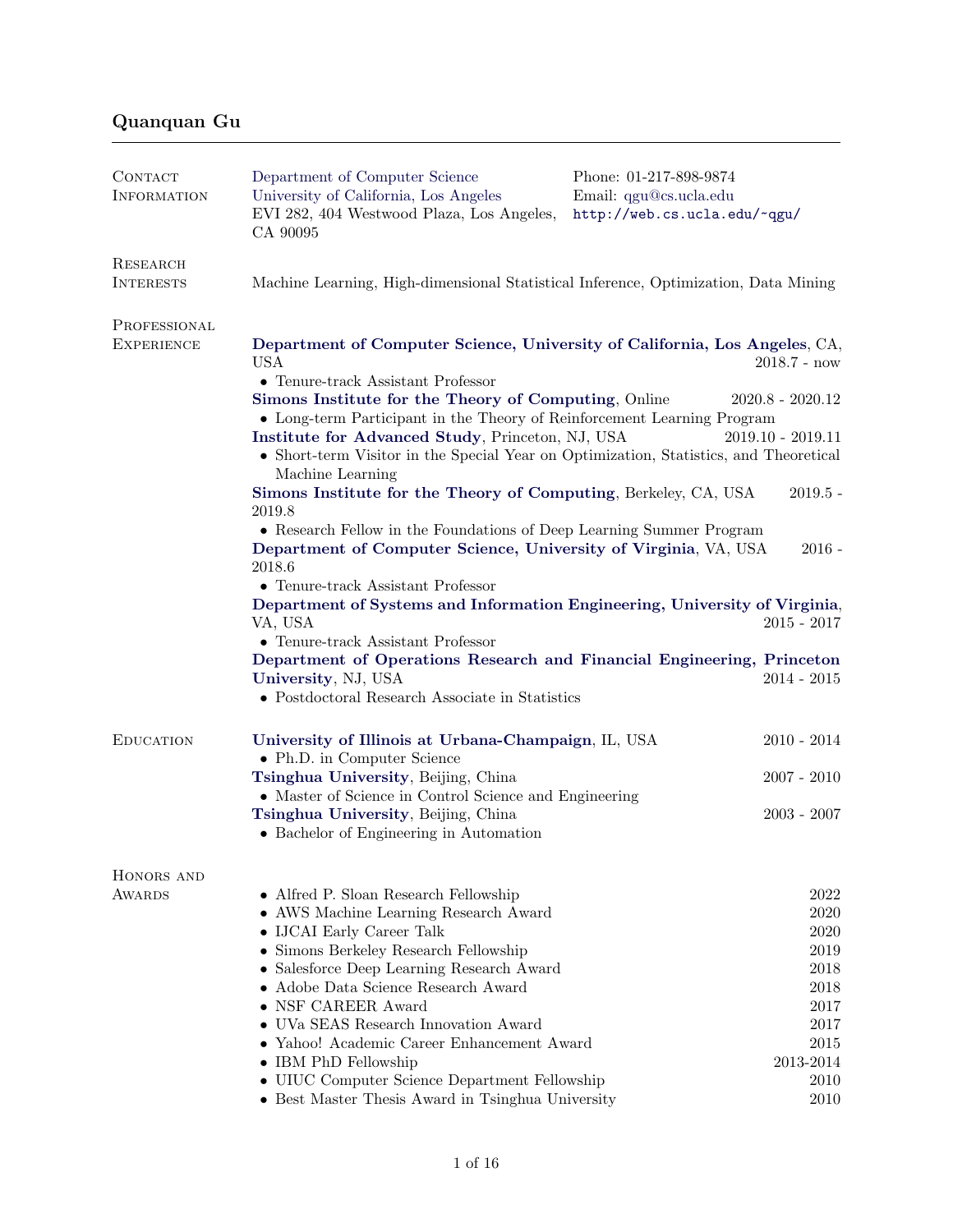# Quanquan Gu

## Contact Information

Department of Computer Science
University of California, Los Angeles
EVI 282, 404 Westwood Plaza, Los Angeles, CA 90095

Phone: 01-217-898-9874
Email: qgu@cs.ucla.edu
http://web.cs.ucla.edu/~qgu/

## Research Interests

Machine Learning, High-dimensional Statistical Inference, Optimization, Data Mining

## Professional Experience

**Department of Computer Science, University of California, Los Angeles**, CA, USA — 2018.7 - now
- Tenure-track Assistant Professor

**Simons Institute for the Theory of Computing**, Online — 2020.8 - 2020.12
- Long-term Participant in the Theory of Reinforcement Learning Program

**Institute for Advanced Study**, Princeton, NJ, USA — 2019.10 - 2019.11
- Short-term Visitor in the Special Year on Optimization, Statistics, and Theoretical Machine Learning

**Simons Institute for the Theory of Computing**, Berkeley, CA, USA — 2019.5 - 2019.8
- Research Fellow in the Foundations of Deep Learning Summer Program

**Department of Computer Science, University of Virginia**, VA, USA — 2016 - 2018.6
- Tenure-track Assistant Professor

**Department of Systems and Information Engineering, University of Virginia**, VA, USA — 2015 - 2017
- Tenure-track Assistant Professor

**Department of Operations Research and Financial Engineering, Princeton University**, NJ, USA — 2014 - 2015
- Postdoctoral Research Associate in Statistics

## Education

**University of Illinois at Urbana-Champaign**, IL, USA — 2010 - 2014
- Ph.D. in Computer Science

**Tsinghua University**, Beijing, China — 2007 - 2010
- Master of Science in Control Science and Engineering

**Tsinghua University**, Beijing, China — 2003 - 2007
- Bachelor of Engineering in Automation

## Honors and Awards

- Alfred P. Sloan Research Fellowship — 2022
- AWS Machine Learning Research Award — 2020
- IJCAI Early Career Talk — 2020
- Simons Berkeley Research Fellowship — 2019
- Salesforce Deep Learning Research Award — 2018
- Adobe Data Science Research Award — 2018
- NSF CAREER Award — 2017
- UVa SEAS Research Innovation Award — 2017
- Yahoo! Academic Career Enhancement Award — 2015
- IBM PhD Fellowship — 2013-2014
- UIUC Computer Science Department Fellowship — 2010
- Best Master Thesis Award in Tsinghua University — 2010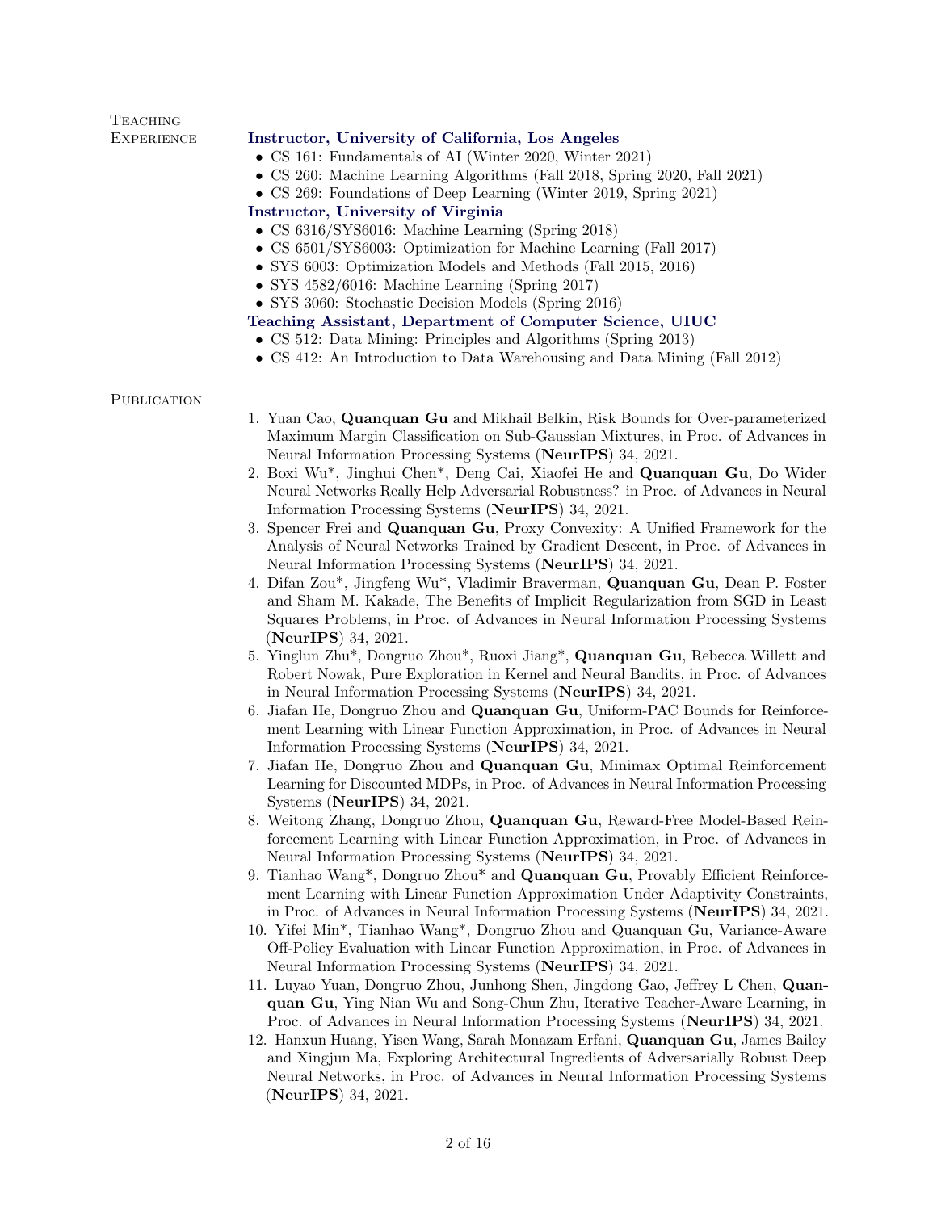## Teaching Experience

**Instructor, University of California, Los Angeles**

- CS 161: Fundamentals of AI (Winter 2020, Winter 2021)
- CS 260: Machine Learning Algorithms (Fall 2018, Spring 2020, Fall 2021)
- CS 269: Foundations of Deep Learning (Winter 2019, Spring 2021)

**Instructor, University of Virginia**

- CS 6316/SYS6016: Machine Learning (Spring 2018)
- CS 6501/SYS6003: Optimization for Machine Learning (Fall 2017)
- SYS 6003: Optimization Models and Methods (Fall 2015, 2016)
- SYS 4582/6016: Machine Learning (Spring 2017)
- SYS 3060: Stochastic Decision Models (Spring 2016)

**Teaching Assistant, Department of Computer Science, UIUC**

- CS 512: Data Mining: Principles and Algorithms (Spring 2013)
- CS 412: An Introduction to Data Warehousing and Data Mining (Fall 2012)

## Publication

1. Yuan Cao, **Quanquan Gu** and Mikhail Belkin, Risk Bounds for Over-parameterized Maximum Margin Classification on Sub-Gaussian Mixtures, in Proc. of Advances in Neural Information Processing Systems (**NeurIPS**) 34, 2021.
2. Boxi Wu*, Jinghui Chen*, Deng Cai, Xiaofei He and **Quanquan Gu**, Do Wider Neural Networks Really Help Adversarial Robustness? in Proc. of Advances in Neural Information Processing Systems (**NeurIPS**) 34, 2021.
3. Spencer Frei and **Quanquan Gu**, Proxy Convexity: A Unified Framework for the Analysis of Neural Networks Trained by Gradient Descent, in Proc. of Advances in Neural Information Processing Systems (**NeurIPS**) 34, 2021.
4. Difan Zou*, Jingfeng Wu*, Vladimir Braverman, **Quanquan Gu**, Dean P. Foster and Sham M. Kakade, The Benefits of Implicit Regularization from SGD in Least Squares Problems, in Proc. of Advances in Neural Information Processing Systems (**NeurIPS**) 34, 2021.
5. Yinglun Zhu*, Dongruo Zhou*, Ruoxi Jiang*, **Quanquan Gu**, Rebecca Willett and Robert Nowak, Pure Exploration in Kernel and Neural Bandits, in Proc. of Advances in Neural Information Processing Systems (**NeurIPS**) 34, 2021.
6. Jiafan He, Dongruo Zhou and **Quanquan Gu**, Uniform-PAC Bounds for Reinforcement Learning with Linear Function Approximation, in Proc. of Advances in Neural Information Processing Systems (**NeurIPS**) 34, 2021.
7. Jiafan He, Dongruo Zhou and **Quanquan Gu**, Minimax Optimal Reinforcement Learning for Discounted MDPs, in Proc. of Advances in Neural Information Processing Systems (**NeurIPS**) 34, 2021.
8. Weitong Zhang, Dongruo Zhou, **Quanquan Gu**, Reward-Free Model-Based Reinforcement Learning with Linear Function Approximation, in Proc. of Advances in Neural Information Processing Systems (**NeurIPS**) 34, 2021.
9. Tianhao Wang*, Dongruo Zhou* and **Quanquan Gu**, Provably Efficient Reinforcement Learning with Linear Function Approximation Under Adaptivity Constraints, in Proc. of Advances in Neural Information Processing Systems (**NeurIPS**) 34, 2021.
10. Yifei Min*, Tianhao Wang*, Dongruo Zhou and Quanquan Gu, Variance-Aware Off-Policy Evaluation with Linear Function Approximation, in Proc. of Advances in Neural Information Processing Systems (**NeurIPS**) 34, 2021.
11. Luyao Yuan, Dongruo Zhou, Junhong Shen, Jingdong Gao, Jeffrey L Chen, **Quanquan Gu**, Ying Nian Wu and Song-Chun Zhu, Iterative Teacher-Aware Learning, in Proc. of Advances in Neural Information Processing Systems (**NeurIPS**) 34, 2021.
12. Hanxun Huang, Yisen Wang, Sarah Monazam Erfani, **Quanquan Gu**, James Bailey and Xingjun Ma, Exploring Architectural Ingredients of Adversarially Robust Deep Neural Networks, in Proc. of Advances in Neural Information Processing Systems (**NeurIPS**) 34, 2021.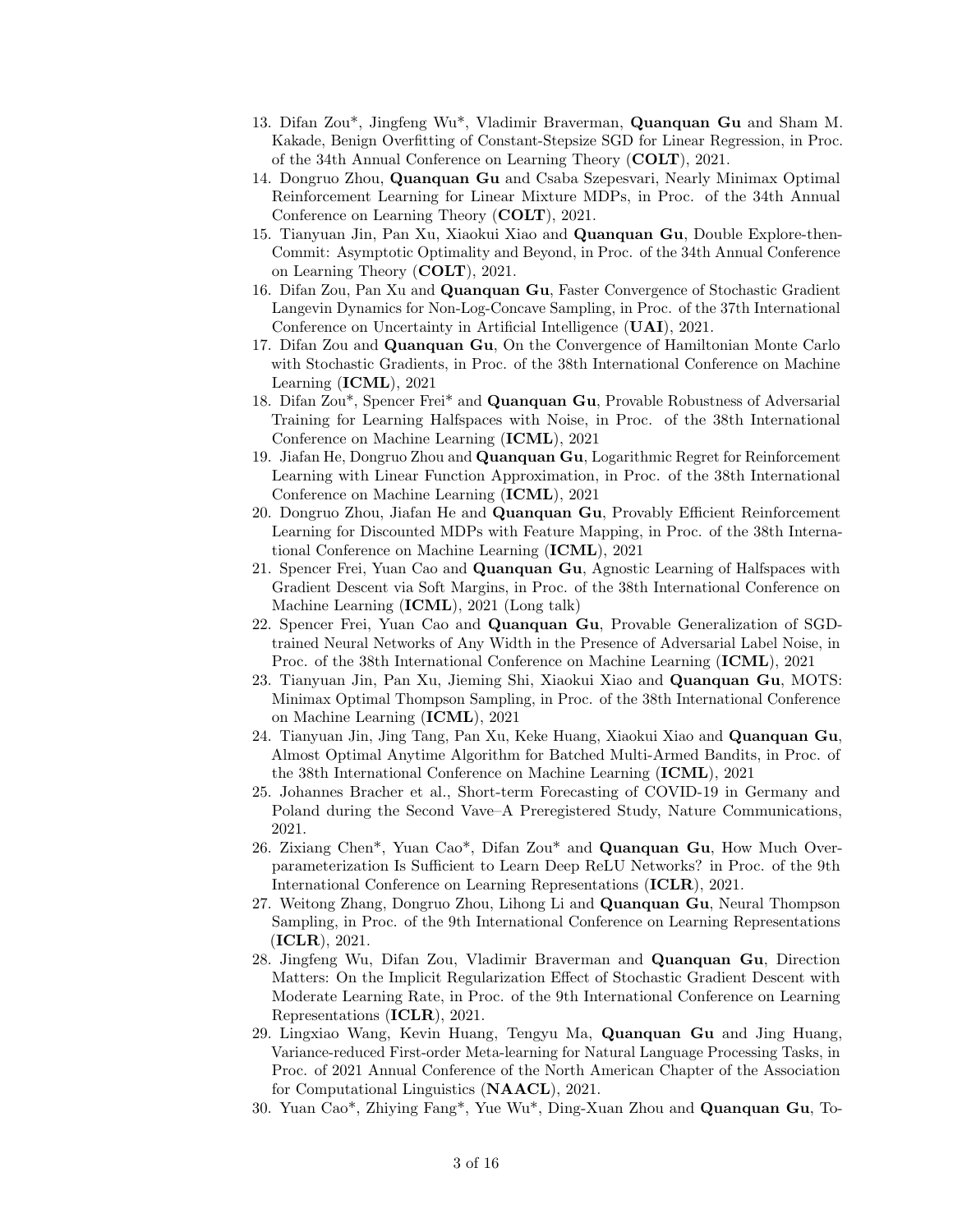13. Difan Zou*, Jingfeng Wu*, Vladimir Braverman, **Quanquan Gu** and Sham M. Kakade, Benign Overfitting of Constant-Stepsize SGD for Linear Regression, in Proc. of the 34th Annual Conference on Learning Theory (**COLT**), 2021.
14. Dongruo Zhou, **Quanquan Gu** and Csaba Szepesvari, Nearly Minimax Optimal Reinforcement Learning for Linear Mixture MDPs, in Proc. of the 34th Annual Conference on Learning Theory (**COLT**), 2021.
15. Tianyuan Jin, Pan Xu, Xiaokui Xiao and **Quanquan Gu**, Double Explore-then-Commit: Asymptotic Optimality and Beyond, in Proc. of the 34th Annual Conference on Learning Theory (**COLT**), 2021.
16. Difan Zou, Pan Xu and **Quanquan Gu**, Faster Convergence of Stochastic Gradient Langevin Dynamics for Non-Log-Concave Sampling, in Proc. of the 37th International Conference on Uncertainty in Artificial Intelligence (**UAI**), 2021.
17. Difan Zou and **Quanquan Gu**, On the Convergence of Hamiltonian Monte Carlo with Stochastic Gradients, in Proc. of the 38th International Conference on Machine Learning (**ICML**), 2021
18. Difan Zou*, Spencer Frei* and **Quanquan Gu**, Provable Robustness of Adversarial Training for Learning Halfspaces with Noise, in Proc. of the 38th International Conference on Machine Learning (**ICML**), 2021
19. Jiafan He, Dongruo Zhou and **Quanquan Gu**, Logarithmic Regret for Reinforcement Learning with Linear Function Approximation, in Proc. of the 38th International Conference on Machine Learning (**ICML**), 2021
20. Dongruo Zhou, Jiafan He and **Quanquan Gu**, Provably Efficient Reinforcement Learning for Discounted MDPs with Feature Mapping, in Proc. of the 38th International Conference on Machine Learning (**ICML**), 2021
21. Spencer Frei, Yuan Cao and **Quanquan Gu**, Agnostic Learning of Halfspaces with Gradient Descent via Soft Margins, in Proc. of the 38th International Conference on Machine Learning (**ICML**), 2021 (Long talk)
22. Spencer Frei, Yuan Cao and **Quanquan Gu**, Provable Generalization of SGD-trained Neural Networks of Any Width in the Presence of Adversarial Label Noise, in Proc. of the 38th International Conference on Machine Learning (**ICML**), 2021
23. Tianyuan Jin, Pan Xu, Jieming Shi, Xiaokui Xiao and **Quanquan Gu**, MOTS: Minimax Optimal Thompson Sampling, in Proc. of the 38th International Conference on Machine Learning (**ICML**), 2021
24. Tianyuan Jin, Jing Tang, Pan Xu, Keke Huang, Xiaokui Xiao and **Quanquan Gu**, Almost Optimal Anytime Algorithm for Batched Multi-Armed Bandits, in Proc. of the 38th International Conference on Machine Learning (**ICML**), 2021
25. Johannes Bracher et al., Short-term Forecasting of COVID-19 in Germany and Poland during the Second Vave–A Preregistered Study, Nature Communications, 2021.
26. Zixiang Chen*, Yuan Cao*, Difan Zou* and **Quanquan Gu**, How Much Over-parameterization Is Sufficient to Learn Deep ReLU Networks? in Proc. of the 9th International Conference on Learning Representations (**ICLR**), 2021.
27. Weitong Zhang, Dongruo Zhou, Lihong Li and **Quanquan Gu**, Neural Thompson Sampling, in Proc. of the 9th International Conference on Learning Representations (**ICLR**), 2021.
28. Jingfeng Wu, Difan Zou, Vladimir Braverman and **Quanquan Gu**, Direction Matters: On the Implicit Regularization Effect of Stochastic Gradient Descent with Moderate Learning Rate, in Proc. of the 9th International Conference on Learning Representations (**ICLR**), 2021.
29. Lingxiao Wang, Kevin Huang, Tengyu Ma, **Quanquan Gu** and Jing Huang, Variance-reduced First-order Meta-learning for Natural Language Processing Tasks, in Proc. of 2021 Annual Conference of the North American Chapter of the Association for Computational Linguistics (**NAACL**), 2021.
30. Yuan Cao*, Zhiying Fang*, Yue Wu*, Ding-Xuan Zhou and **Quanquan Gu**, To-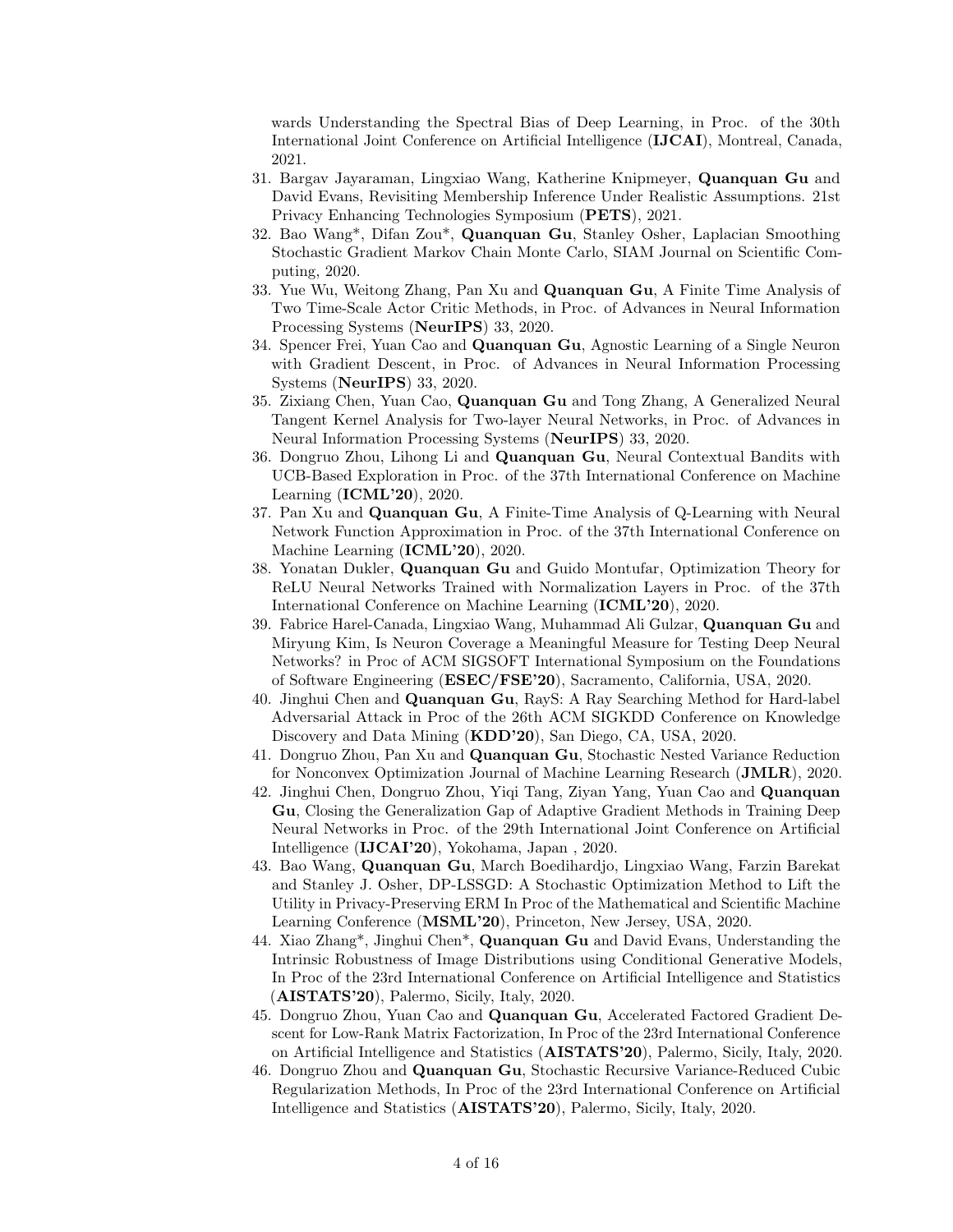wards Understanding the Spectral Bias of Deep Learning, in Proc. of the 30th International Joint Conference on Artificial Intelligence (**IJCAI**), Montreal, Canada, 2021.

31. Bargav Jayaraman, Lingxiao Wang, Katherine Knipmeyer, **Quanquan Gu** and David Evans, Revisiting Membership Inference Under Realistic Assumptions. 21st Privacy Enhancing Technologies Symposium (**PETS**), 2021.
32. Bao Wang*, Difan Zou*, **Quanquan Gu**, Stanley Osher, Laplacian Smoothing Stochastic Gradient Markov Chain Monte Carlo, SIAM Journal on Scientific Computing, 2020.
33. Yue Wu, Weitong Zhang, Pan Xu and **Quanquan Gu**, A Finite Time Analysis of Two Time-Scale Actor Critic Methods, in Proc. of Advances in Neural Information Processing Systems (**NeurIPS**) 33, 2020.
34. Spencer Frei, Yuan Cao and **Quanquan Gu**, Agnostic Learning of a Single Neuron with Gradient Descent, in Proc. of Advances in Neural Information Processing Systems (**NeurIPS**) 33, 2020.
35. Zixiang Chen, Yuan Cao, **Quanquan Gu** and Tong Zhang, A Generalized Neural Tangent Kernel Analysis for Two-layer Neural Networks, in Proc. of Advances in Neural Information Processing Systems (**NeurIPS**) 33, 2020.
36. Dongruo Zhou, Lihong Li and **Quanquan Gu**, Neural Contextual Bandits with UCB-Based Exploration in Proc. of the 37th International Conference on Machine Learning (**ICML'20**), 2020.
37. Pan Xu and **Quanquan Gu**, A Finite-Time Analysis of Q-Learning with Neural Network Function Approximation in Proc. of the 37th International Conference on Machine Learning (**ICML'20**), 2020.
38. Yonatan Dukler, **Quanquan Gu** and Guido Montufar, Optimization Theory for ReLU Neural Networks Trained with Normalization Layers in Proc. of the 37th International Conference on Machine Learning (**ICML'20**), 2020.
39. Fabrice Harel-Canada, Lingxiao Wang, Muhammad Ali Gulzar, **Quanquan Gu** and Miryung Kim, Is Neuron Coverage a Meaningful Measure for Testing Deep Neural Networks? in Proc of ACM SIGSOFT International Symposium on the Foundations of Software Engineering (**ESEC/FSE'20**), Sacramento, California, USA, 2020.
40. Jinghui Chen and **Quanquan Gu**, RayS: A Ray Searching Method for Hard-label Adversarial Attack in Proc of the 26th ACM SIGKDD Conference on Knowledge Discovery and Data Mining (**KDD'20**), San Diego, CA, USA, 2020.
41. Dongruo Zhou, Pan Xu and **Quanquan Gu**, Stochastic Nested Variance Reduction for Nonconvex Optimization Journal of Machine Learning Research (**JMLR**), 2020.
42. Jinghui Chen, Dongruo Zhou, Yiqi Tang, Ziyan Yang, Yuan Cao and **Quanquan Gu**, Closing the Generalization Gap of Adaptive Gradient Methods in Training Deep Neural Networks in Proc. of the 29th International Joint Conference on Artificial Intelligence (**IJCAI'20**), Yokohama, Japan , 2020.
43. Bao Wang, **Quanquan Gu**, March Boedihardjo, Lingxiao Wang, Farzin Barekat and Stanley J. Osher, DP-LSSGD: A Stochastic Optimization Method to Lift the Utility in Privacy-Preserving ERM In Proc of the Mathematical and Scientific Machine Learning Conference (**MSML'20**), Princeton, New Jersey, USA, 2020.
44. Xiao Zhang*, Jinghui Chen*, **Quanquan Gu** and David Evans, Understanding the Intrinsic Robustness of Image Distributions using Conditional Generative Models, In Proc of the 23rd International Conference on Artificial Intelligence and Statistics (**AISTATS'20**), Palermo, Sicily, Italy, 2020.
45. Dongruo Zhou, Yuan Cao and **Quanquan Gu**, Accelerated Factored Gradient Descent for Low-Rank Matrix Factorization, In Proc of the 23rd International Conference on Artificial Intelligence and Statistics (**AISTATS'20**), Palermo, Sicily, Italy, 2020.
46. Dongruo Zhou and **Quanquan Gu**, Stochastic Recursive Variance-Reduced Cubic Regularization Methods, In Proc of the 23rd International Conference on Artificial Intelligence and Statistics (**AISTATS'20**), Palermo, Sicily, Italy, 2020.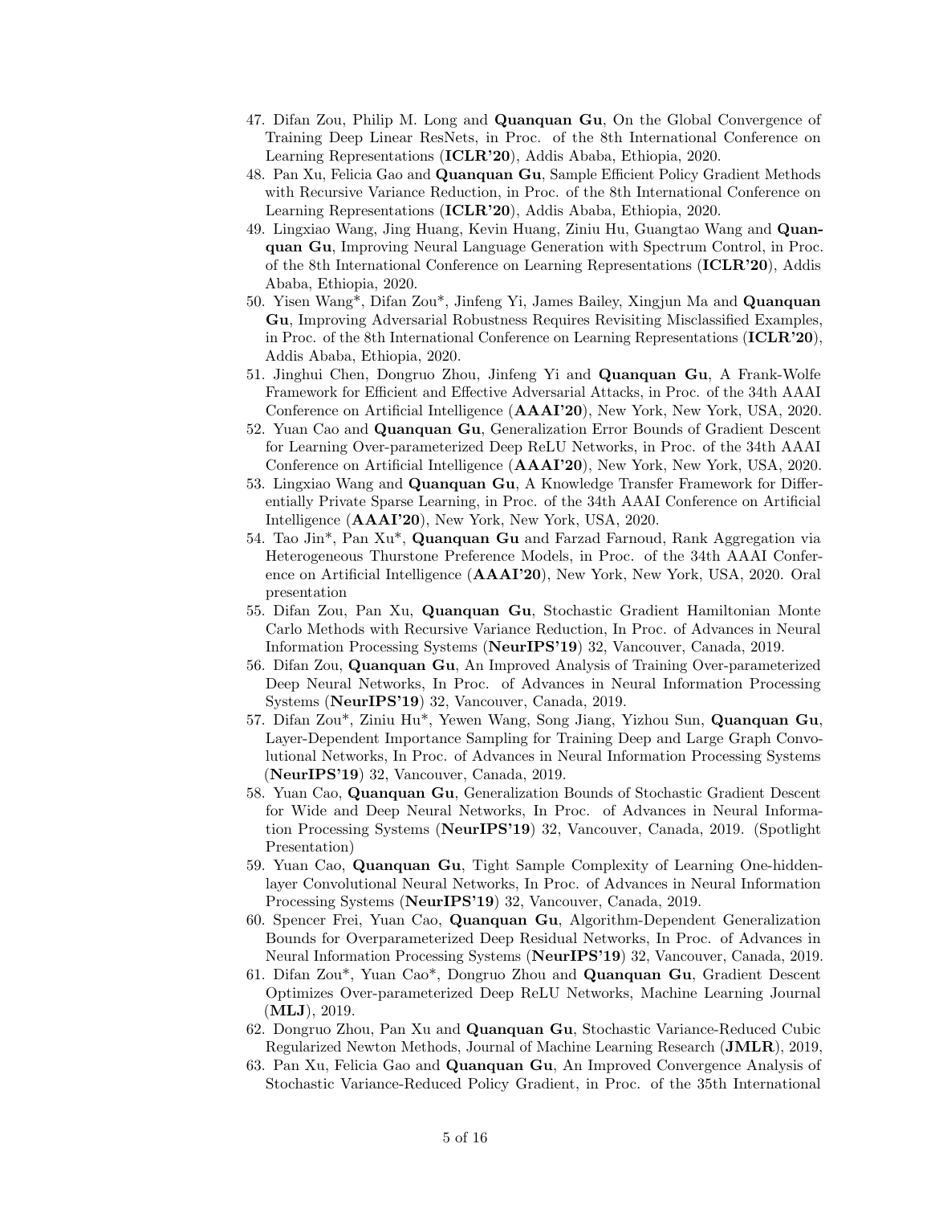47. Difan Zou, Philip M. Long and **Quanquan Gu**, On the Global Convergence of Training Deep Linear ResNets, in Proc. of the 8th International Conference on Learning Representations (**ICLR'20**), Addis Ababa, Ethiopia, 2020.
48. Pan Xu, Felicia Gao and **Quanquan Gu**, Sample Efficient Policy Gradient Methods with Recursive Variance Reduction, in Proc. of the 8th International Conference on Learning Representations (**ICLR'20**), Addis Ababa, Ethiopia, 2020.
49. Lingxiao Wang, Jing Huang, Kevin Huang, Ziniu Hu, Guangtao Wang and **Quanquan Gu**, Improving Neural Language Generation with Spectrum Control, in Proc. of the 8th International Conference on Learning Representations (**ICLR'20**), Addis Ababa, Ethiopia, 2020.
50. Yisen Wang*, Difan Zou*, Jinfeng Yi, James Bailey, Xingjun Ma and **Quanquan Gu**, Improving Adversarial Robustness Requires Revisiting Misclassified Examples, in Proc. of the 8th International Conference on Learning Representations (**ICLR'20**), Addis Ababa, Ethiopia, 2020.
51. Jinghui Chen, Dongruo Zhou, Jinfeng Yi and **Quanquan Gu**, A Frank-Wolfe Framework for Efficient and Effective Adversarial Attacks, in Proc. of the 34th AAAI Conference on Artificial Intelligence (**AAAI'20**), New York, New York, USA, 2020.
52. Yuan Cao and **Quanquan Gu**, Generalization Error Bounds of Gradient Descent for Learning Over-parameterized Deep ReLU Networks, in Proc. of the 34th AAAI Conference on Artificial Intelligence (**AAAI'20**), New York, New York, USA, 2020.
53. Lingxiao Wang and **Quanquan Gu**, A Knowledge Transfer Framework for Differentially Private Sparse Learning, in Proc. of the 34th AAAI Conference on Artificial Intelligence (**AAAI'20**), New York, New York, USA, 2020.
54. Tao Jin*, Pan Xu*, **Quanquan Gu** and Farzad Farnoud, Rank Aggregation via Heterogeneous Thurstone Preference Models, in Proc. of the 34th AAAI Conference on Artificial Intelligence (**AAAI'20**), New York, New York, USA, 2020. Oral presentation
55. Difan Zou, Pan Xu, **Quanquan Gu**, Stochastic Gradient Hamiltonian Monte Carlo Methods with Recursive Variance Reduction, In Proc. of Advances in Neural Information Processing Systems (**NeurIPS'19**) 32, Vancouver, Canada, 2019.
56. Difan Zou, **Quanquan Gu**, An Improved Analysis of Training Over-parameterized Deep Neural Networks, In Proc. of Advances in Neural Information Processing Systems (**NeurIPS'19**) 32, Vancouver, Canada, 2019.
57. Difan Zou*, Ziniu Hu*, Yewen Wang, Song Jiang, Yizhou Sun, **Quanquan Gu**, Layer-Dependent Importance Sampling for Training Deep and Large Graph Convolutional Networks, In Proc. of Advances in Neural Information Processing Systems (**NeurIPS'19**) 32, Vancouver, Canada, 2019.
58. Yuan Cao, **Quanquan Gu**, Generalization Bounds of Stochastic Gradient Descent for Wide and Deep Neural Networks, In Proc. of Advances in Neural Information Processing Systems (**NeurIPS'19**) 32, Vancouver, Canada, 2019. (Spotlight Presentation)
59. Yuan Cao, **Quanquan Gu**, Tight Sample Complexity of Learning One-hidden-layer Convolutional Neural Networks, In Proc. of Advances in Neural Information Processing Systems (**NeurIPS'19**) 32, Vancouver, Canada, 2019.
60. Spencer Frei, Yuan Cao, **Quanquan Gu**, Algorithm-Dependent Generalization Bounds for Overparameterized Deep Residual Networks, In Proc. of Advances in Neural Information Processing Systems (**NeurIPS'19**) 32, Vancouver, Canada, 2019.
61. Difan Zou*, Yuan Cao*, Dongruo Zhou and **Quanquan Gu**, Gradient Descent Optimizes Over-parameterized Deep ReLU Networks, Machine Learning Journal (**MLJ**), 2019.
62. Dongruo Zhou, Pan Xu and **Quanquan Gu**, Stochastic Variance-Reduced Cubic Regularized Newton Methods, Journal of Machine Learning Research (**JMLR**), 2019,
63. Pan Xu, Felicia Gao and **Quanquan Gu**, An Improved Convergence Analysis of Stochastic Variance-Reduced Policy Gradient, in Proc. of the 35th International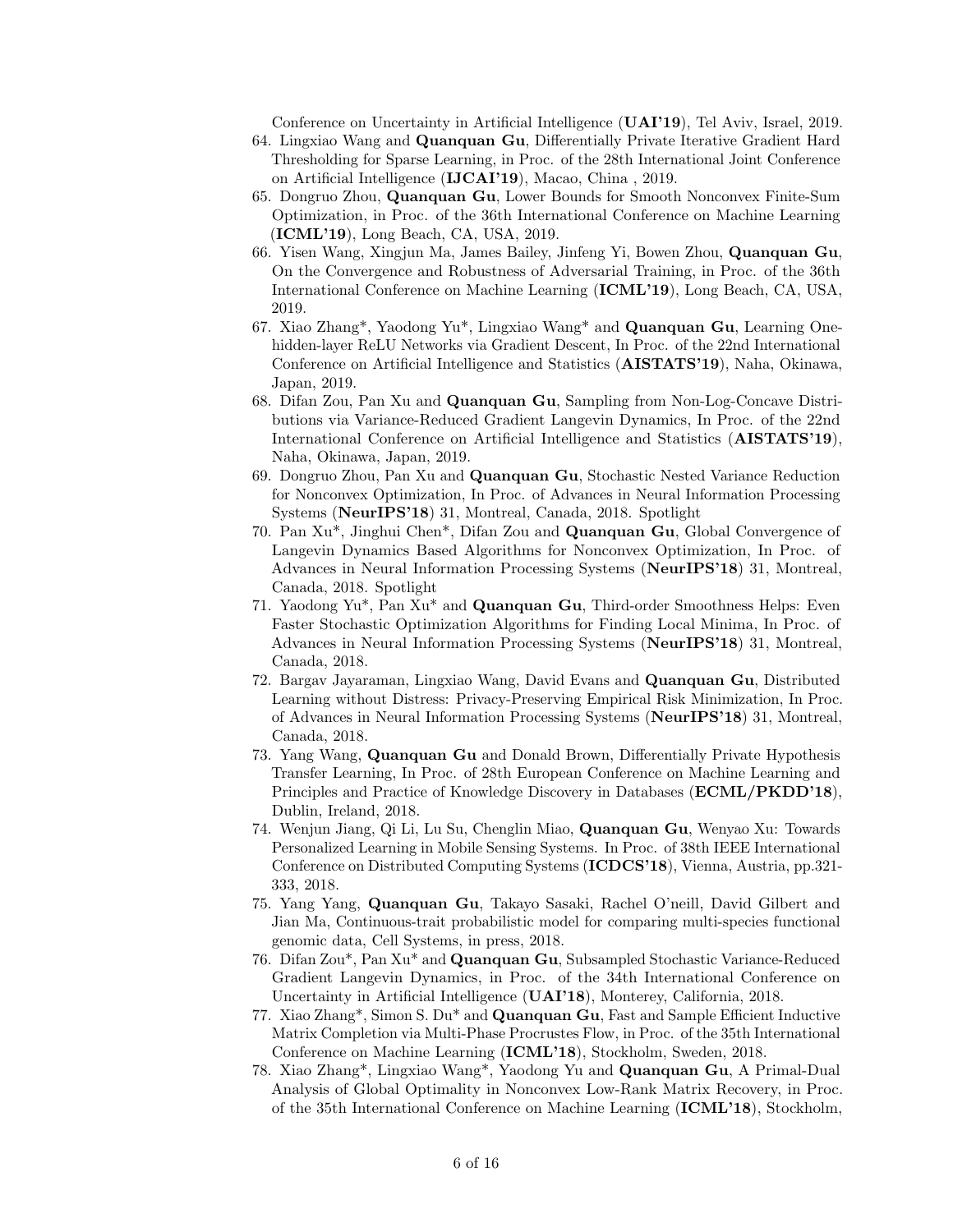Conference on Uncertainty in Artificial Intelligence (**UAI'19**), Tel Aviv, Israel, 2019.

64. Lingxiao Wang and **Quanquan Gu**, Differentially Private Iterative Gradient Hard Thresholding for Sparse Learning, in Proc. of the 28th International Joint Conference on Artificial Intelligence (**IJCAI'19**), Macao, China , 2019.
65. Dongruo Zhou, **Quanquan Gu**, Lower Bounds for Smooth Nonconvex Finite-Sum Optimization, in Proc. of the 36th International Conference on Machine Learning (**ICML'19**), Long Beach, CA, USA, 2019.
66. Yisen Wang, Xingjun Ma, James Bailey, Jinfeng Yi, Bowen Zhou, **Quanquan Gu**, On the Convergence and Robustness of Adversarial Training, in Proc. of the 36th International Conference on Machine Learning (**ICML'19**), Long Beach, CA, USA, 2019.
67. Xiao Zhang*, Yaodong Yu*, Lingxiao Wang* and **Quanquan Gu**, Learning One-hidden-layer ReLU Networks via Gradient Descent, In Proc. of the 22nd International Conference on Artificial Intelligence and Statistics (**AISTATS'19**), Naha, Okinawa, Japan, 2019.
68. Difan Zou, Pan Xu and **Quanquan Gu**, Sampling from Non-Log-Concave Distributions via Variance-Reduced Gradient Langevin Dynamics, In Proc. of the 22nd International Conference on Artificial Intelligence and Statistics (**AISTATS'19**), Naha, Okinawa, Japan, 2019.
69. Dongruo Zhou, Pan Xu and **Quanquan Gu**, Stochastic Nested Variance Reduction for Nonconvex Optimization, In Proc. of Advances in Neural Information Processing Systems (**NeurIPS'18**) 31, Montreal, Canada, 2018. Spotlight
70. Pan Xu*, Jinghui Chen*, Difan Zou and **Quanquan Gu**, Global Convergence of Langevin Dynamics Based Algorithms for Nonconvex Optimization, In Proc. of Advances in Neural Information Processing Systems (**NeurIPS'18**) 31, Montreal, Canada, 2018. Spotlight
71. Yaodong Yu*, Pan Xu* and **Quanquan Gu**, Third-order Smoothness Helps: Even Faster Stochastic Optimization Algorithms for Finding Local Minima, In Proc. of Advances in Neural Information Processing Systems (**NeurIPS'18**) 31, Montreal, Canada, 2018.
72. Bargav Jayaraman, Lingxiao Wang, David Evans and **Quanquan Gu**, Distributed Learning without Distress: Privacy-Preserving Empirical Risk Minimization, In Proc. of Advances in Neural Information Processing Systems (**NeurIPS'18**) 31, Montreal, Canada, 2018.
73. Yang Wang, **Quanquan Gu** and Donald Brown, Differentially Private Hypothesis Transfer Learning, In Proc. of 28th European Conference on Machine Learning and Principles and Practice of Knowledge Discovery in Databases (**ECML/PKDD'18**), Dublin, Ireland, 2018.
74. Wenjun Jiang, Qi Li, Lu Su, Chenglin Miao, **Quanquan Gu**, Wenyao Xu: Towards Personalized Learning in Mobile Sensing Systems. In Proc. of 38th IEEE International Conference on Distributed Computing Systems (**ICDCS'18**), Vienna, Austria, pp.321-333, 2018.
75. Yang Yang, **Quanquan Gu**, Takayo Sasaki, Rachel O'neill, David Gilbert and Jian Ma, Continuous-trait probabilistic model for comparing multi-species functional genomic data, Cell Systems, in press, 2018.
76. Difan Zou*, Pan Xu* and **Quanquan Gu**, Subsampled Stochastic Variance-Reduced Gradient Langevin Dynamics, in Proc. of the 34th International Conference on Uncertainty in Artificial Intelligence (**UAI'18**), Monterey, California, 2018.
77. Xiao Zhang*, Simon S. Du* and **Quanquan Gu**, Fast and Sample Efficient Inductive Matrix Completion via Multi-Phase Procrustes Flow, in Proc. of the 35th International Conference on Machine Learning (**ICML'18**), Stockholm, Sweden, 2018.
78. Xiao Zhang*, Lingxiao Wang*, Yaodong Yu and **Quanquan Gu**, A Primal-Dual Analysis of Global Optimality in Nonconvex Low-Rank Matrix Recovery, in Proc. of the 35th International Conference on Machine Learning (**ICML'18**), Stockholm,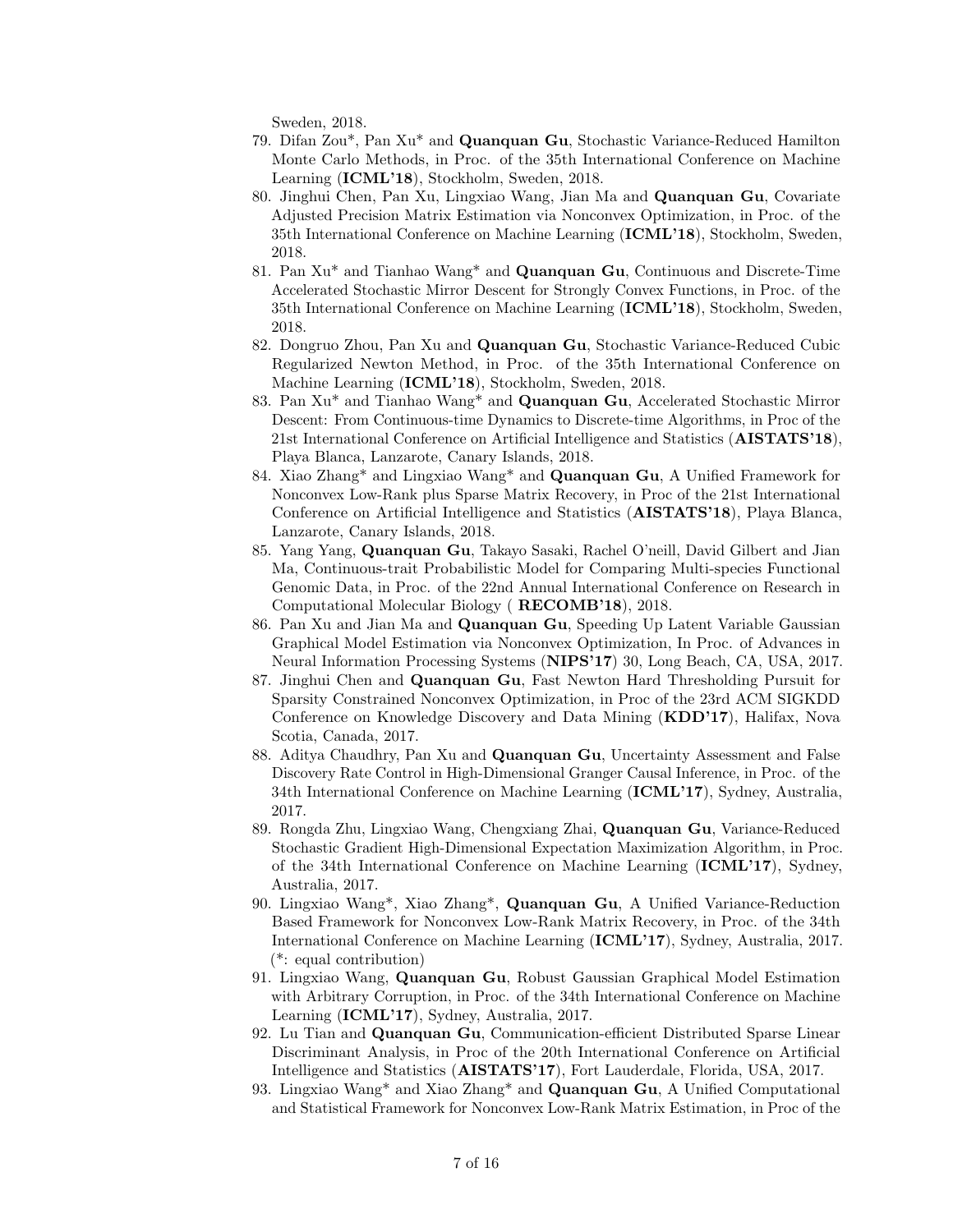Sweden, 2018.

79. Difan Zou*, Pan Xu* and **Quanquan Gu**, Stochastic Variance-Reduced Hamilton Monte Carlo Methods, in Proc. of the 35th International Conference on Machine Learning (**ICML'18**), Stockholm, Sweden, 2018.
80. Jinghui Chen, Pan Xu, Lingxiao Wang, Jian Ma and **Quanquan Gu**, Covariate Adjusted Precision Matrix Estimation via Nonconvex Optimization, in Proc. of the 35th International Conference on Machine Learning (**ICML'18**), Stockholm, Sweden, 2018.
81. Pan Xu* and Tianhao Wang* and **Quanquan Gu**, Continuous and Discrete-Time Accelerated Stochastic Mirror Descent for Strongly Convex Functions, in Proc. of the 35th International Conference on Machine Learning (**ICML'18**), Stockholm, Sweden, 2018.
82. Dongruo Zhou, Pan Xu and **Quanquan Gu**, Stochastic Variance-Reduced Cubic Regularized Newton Method, in Proc. of the 35th International Conference on Machine Learning (**ICML'18**), Stockholm, Sweden, 2018.
83. Pan Xu* and Tianhao Wang* and **Quanquan Gu**, Accelerated Stochastic Mirror Descent: From Continuous-time Dynamics to Discrete-time Algorithms, in Proc of the 21st International Conference on Artificial Intelligence and Statistics (**AISTATS'18**), Playa Blanca, Lanzarote, Canary Islands, 2018.
84. Xiao Zhang* and Lingxiao Wang* and **Quanquan Gu**, A Unified Framework for Nonconvex Low-Rank plus Sparse Matrix Recovery, in Proc of the 21st International Conference on Artificial Intelligence and Statistics (**AISTATS'18**), Playa Blanca, Lanzarote, Canary Islands, 2018.
85. Yang Yang, **Quanquan Gu**, Takayo Sasaki, Rachel O'neill, David Gilbert and Jian Ma, Continuous-trait Probabilistic Model for Comparing Multi-species Functional Genomic Data, in Proc. of the 22nd Annual International Conference on Research in Computational Molecular Biology ( **RECOMB'18**), 2018.
86. Pan Xu and Jian Ma and **Quanquan Gu**, Speeding Up Latent Variable Gaussian Graphical Model Estimation via Nonconvex Optimization, In Proc. of Advances in Neural Information Processing Systems (**NIPS'17**) 30, Long Beach, CA, USA, 2017.
87. Jinghui Chen and **Quanquan Gu**, Fast Newton Hard Thresholding Pursuit for Sparsity Constrained Nonconvex Optimization, in Proc of the 23rd ACM SIGKDD Conference on Knowledge Discovery and Data Mining (**KDD'17**), Halifax, Nova Scotia, Canada, 2017.
88. Aditya Chaudhry, Pan Xu and **Quanquan Gu**, Uncertainty Assessment and False Discovery Rate Control in High-Dimensional Granger Causal Inference, in Proc. of the 34th International Conference on Machine Learning (**ICML'17**), Sydney, Australia, 2017.
89. Rongda Zhu, Lingxiao Wang, Chengxiang Zhai, **Quanquan Gu**, Variance-Reduced Stochastic Gradient High-Dimensional Expectation Maximization Algorithm, in Proc. of the 34th International Conference on Machine Learning (**ICML'17**), Sydney, Australia, 2017.
90. Lingxiao Wang*, Xiao Zhang*, **Quanquan Gu**, A Unified Variance-Reduction Based Framework for Nonconvex Low-Rank Matrix Recovery, in Proc. of the 34th International Conference on Machine Learning (**ICML'17**), Sydney, Australia, 2017. (*: equal contribution)
91. Lingxiao Wang, **Quanquan Gu**, Robust Gaussian Graphical Model Estimation with Arbitrary Corruption, in Proc. of the 34th International Conference on Machine Learning (**ICML'17**), Sydney, Australia, 2017.
92. Lu Tian and **Quanquan Gu**, Communication-efficient Distributed Sparse Linear Discriminant Analysis, in Proc of the 20th International Conference on Artificial Intelligence and Statistics (**AISTATS'17**), Fort Lauderdale, Florida, USA, 2017.
93. Lingxiao Wang* and Xiao Zhang* and **Quanquan Gu**, A Unified Computational and Statistical Framework for Nonconvex Low-Rank Matrix Estimation, in Proc of the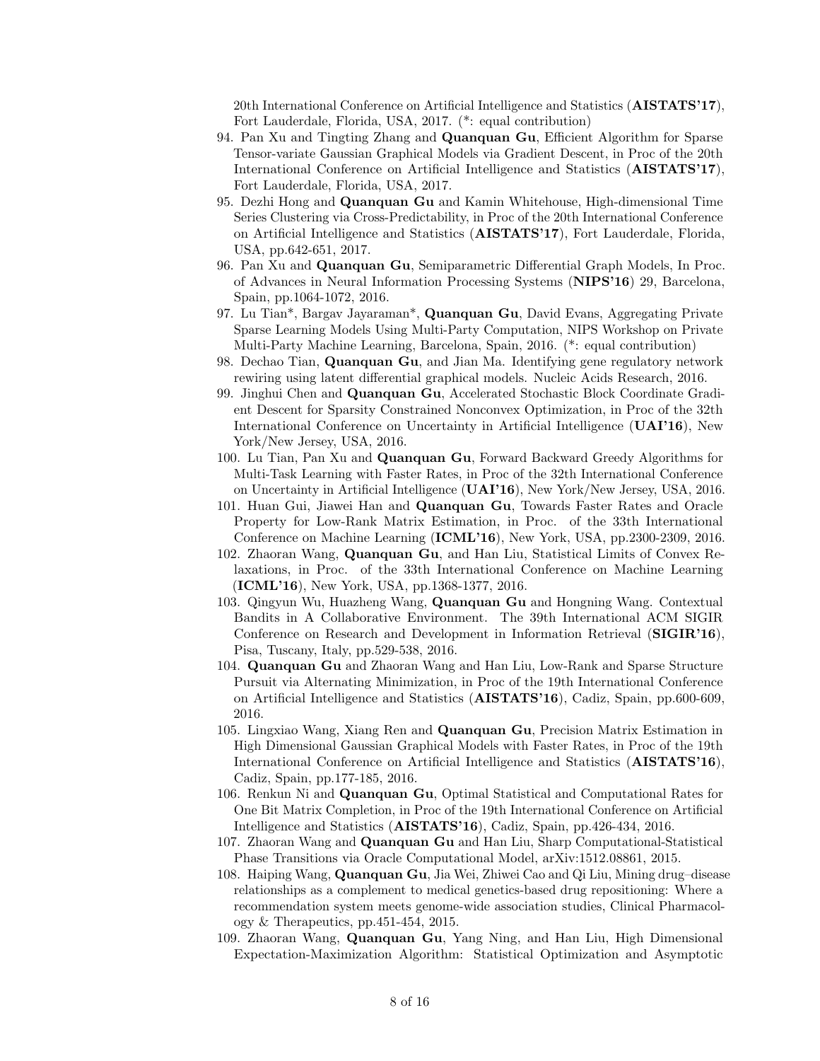20th International Conference on Artificial Intelligence and Statistics (**AISTATS'17**), Fort Lauderdale, Florida, USA, 2017. (*: equal contribution)

94. Pan Xu and Tingting Zhang and **Quanquan Gu**, Efficient Algorithm for Sparse Tensor-variate Gaussian Graphical Models via Gradient Descent, in Proc of the 20th International Conference on Artificial Intelligence and Statistics (**AISTATS'17**), Fort Lauderdale, Florida, USA, 2017.
95. Dezhi Hong and **Quanquan Gu** and Kamin Whitehouse, High-dimensional Time Series Clustering via Cross-Predictability, in Proc of the 20th International Conference on Artificial Intelligence and Statistics (**AISTATS'17**), Fort Lauderdale, Florida, USA, pp.642-651, 2017.
96. Pan Xu and **Quanquan Gu**, Semiparametric Differential Graph Models, In Proc. of Advances in Neural Information Processing Systems (**NIPS'16**) 29, Barcelona, Spain, pp.1064-1072, 2016.
97. Lu Tian*, Bargav Jayaraman*, **Quanquan Gu**, David Evans, Aggregating Private Sparse Learning Models Using Multi-Party Computation, NIPS Workshop on Private Multi-Party Machine Learning, Barcelona, Spain, 2016. (*: equal contribution)
98. Dechao Tian, **Quanquan Gu**, and Jian Ma. Identifying gene regulatory network rewiring using latent differential graphical models. Nucleic Acids Research, 2016.
99. Jinghui Chen and **Quanquan Gu**, Accelerated Stochastic Block Coordinate Gradient Descent for Sparsity Constrained Nonconvex Optimization, in Proc of the 32th International Conference on Uncertainty in Artificial Intelligence (**UAI'16**), New York/New Jersey, USA, 2016.
100. Lu Tian, Pan Xu and **Quanquan Gu**, Forward Backward Greedy Algorithms for Multi-Task Learning with Faster Rates, in Proc of the 32th International Conference on Uncertainty in Artificial Intelligence (**UAI'16**), New York/New Jersey, USA, 2016.
101. Huan Gui, Jiawei Han and **Quanquan Gu**, Towards Faster Rates and Oracle Property for Low-Rank Matrix Estimation, in Proc. of the 33th International Conference on Machine Learning (**ICML'16**), New York, USA, pp.2300-2309, 2016.
102. Zhaoran Wang, **Quanquan Gu**, and Han Liu, Statistical Limits of Convex Relaxations, in Proc. of the 33th International Conference on Machine Learning (**ICML'16**), New York, USA, pp.1368-1377, 2016.
103. Qingyun Wu, Huazheng Wang, **Quanquan Gu** and Hongning Wang. Contextual Bandits in A Collaborative Environment. The 39th International ACM SIGIR Conference on Research and Development in Information Retrieval (**SIGIR'16**), Pisa, Tuscany, Italy, pp.529-538, 2016.
104. **Quanquan Gu** and Zhaoran Wang and Han Liu, Low-Rank and Sparse Structure Pursuit via Alternating Minimization, in Proc of the 19th International Conference on Artificial Intelligence and Statistics (**AISTATS'16**), Cadiz, Spain, pp.600-609, 2016.
105. Lingxiao Wang, Xiang Ren and **Quanquan Gu**, Precision Matrix Estimation in High Dimensional Gaussian Graphical Models with Faster Rates, in Proc of the 19th International Conference on Artificial Intelligence and Statistics (**AISTATS'16**), Cadiz, Spain, pp.177-185, 2016.
106. Renkun Ni and **Quanquan Gu**, Optimal Statistical and Computational Rates for One Bit Matrix Completion, in Proc of the 19th International Conference on Artificial Intelligence and Statistics (**AISTATS'16**), Cadiz, Spain, pp.426-434, 2016.
107. Zhaoran Wang and **Quanquan Gu** and Han Liu, Sharp Computational-Statistical Phase Transitions via Oracle Computational Model, arXiv:1512.08861, 2015.
108. Haiping Wang, **Quanquan Gu**, Jia Wei, Zhiwei Cao and Qi Liu, Mining drug–disease relationships as a complement to medical genetics-based drug repositioning: Where a recommendation system meets genome-wide association studies, Clinical Pharmacology & Therapeutics, pp.451-454, 2015.
109. Zhaoran Wang, **Quanquan Gu**, Yang Ning, and Han Liu, High Dimensional Expectation-Maximization Algorithm: Statistical Optimization and Asymptotic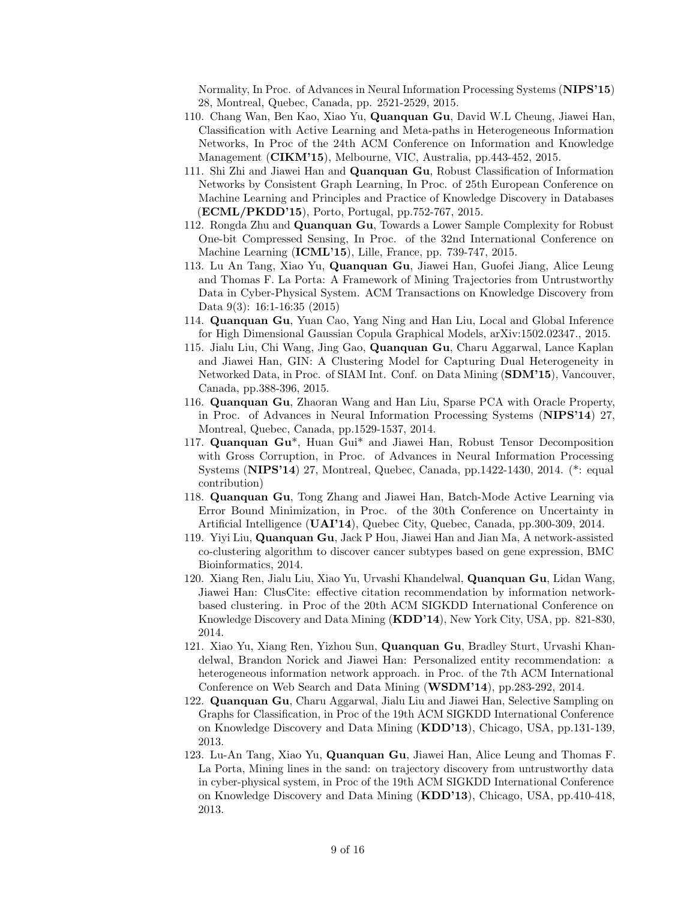Normality, In Proc. of Advances in Neural Information Processing Systems (**NIPS'15**) 28, Montreal, Quebec, Canada, pp. 2521-2529, 2015.

110. Chang Wan, Ben Kao, Xiao Yu, **Quanquan Gu**, David W.L Cheung, Jiawei Han, Classification with Active Learning and Meta-paths in Heterogeneous Information Networks, In Proc of the 24th ACM Conference on Information and Knowledge Management (**CIKM'15**), Melbourne, VIC, Australia, pp.443-452, 2015.
111. Shi Zhi and Jiawei Han and **Quanquan Gu**, Robust Classification of Information Networks by Consistent Graph Learning, In Proc. of 25th European Conference on Machine Learning and Principles and Practice of Knowledge Discovery in Databases (**ECML/PKDD'15**), Porto, Portugal, pp.752-767, 2015.
112. Rongda Zhu and **Quanquan Gu**, Towards a Lower Sample Complexity for Robust One-bit Compressed Sensing, In Proc. of the 32nd International Conference on Machine Learning (**ICML'15**), Lille, France, pp. 739-747, 2015.
113. Lu An Tang, Xiao Yu, **Quanquan Gu**, Jiawei Han, Guofei Jiang, Alice Leung and Thomas F. La Porta: A Framework of Mining Trajectories from Untrustworthy Data in Cyber-Physical System. ACM Transactions on Knowledge Discovery from Data 9(3): 16:1-16:35 (2015)
114. **Quanquan Gu**, Yuan Cao, Yang Ning and Han Liu, Local and Global Inference for High Dimensional Gaussian Copula Graphical Models, arXiv:1502.02347., 2015.
115. Jialu Liu, Chi Wang, Jing Gao, **Quanquan Gu**, Charu Aggarwal, Lance Kaplan and Jiawei Han, GIN: A Clustering Model for Capturing Dual Heterogeneity in Networked Data, in Proc. of SIAM Int. Conf. on Data Mining (**SDM'15**), Vancouver, Canada, pp.388-396, 2015.
116. **Quanquan Gu**, Zhaoran Wang and Han Liu, Sparse PCA with Oracle Property, in Proc. of Advances in Neural Information Processing Systems (**NIPS'14**) 27, Montreal, Quebec, Canada, pp.1529-1537, 2014.
117. **Quanquan Gu***, Huan Gui* and Jiawei Han, Robust Tensor Decomposition with Gross Corruption, in Proc. of Advances in Neural Information Processing Systems (**NIPS'14**) 27, Montreal, Quebec, Canada, pp.1422-1430, 2014. (*: equal contribution)
118. **Quanquan Gu**, Tong Zhang and Jiawei Han, Batch-Mode Active Learning via Error Bound Minimization, in Proc. of the 30th Conference on Uncertainty in Artificial Intelligence (**UAI'14**), Quebec City, Quebec, Canada, pp.300-309, 2014.
119. Yiyi Liu, **Quanquan Gu**, Jack P Hou, Jiawei Han and Jian Ma, A network-assisted co-clustering algorithm to discover cancer subtypes based on gene expression, BMC Bioinformatics, 2014.
120. Xiang Ren, Jialu Liu, Xiao Yu, Urvashi Khandelwal, **Quanquan Gu**, Lidan Wang, Jiawei Han: ClusCite: effective citation recommendation by information network-based clustering. in Proc of the 20th ACM SIGKDD International Conference on Knowledge Discovery and Data Mining (**KDD'14**), New York City, USA, pp. 821-830, 2014.
121. Xiao Yu, Xiang Ren, Yizhou Sun, **Quanquan Gu**, Bradley Sturt, Urvashi Khandelwal, Brandon Norick and Jiawei Han: Personalized entity recommendation: a heterogeneous information network approach. in Proc. of the 7th ACM International Conference on Web Search and Data Mining (**WSDM'14**), pp.283-292, 2014.
122. **Quanquan Gu**, Charu Aggarwal, Jialu Liu and Jiawei Han, Selective Sampling on Graphs for Classification, in Proc of the 19th ACM SIGKDD International Conference on Knowledge Discovery and Data Mining (**KDD'13**), Chicago, USA, pp.131-139, 2013.
123. Lu-An Tang, Xiao Yu, **Quanquan Gu**, Jiawei Han, Alice Leung and Thomas F. La Porta, Mining lines in the sand: on trajectory discovery from untrustworthy data in cyber-physical system, in Proc of the 19th ACM SIGKDD International Conference on Knowledge Discovery and Data Mining (**KDD'13**), Chicago, USA, pp.410-418, 2013.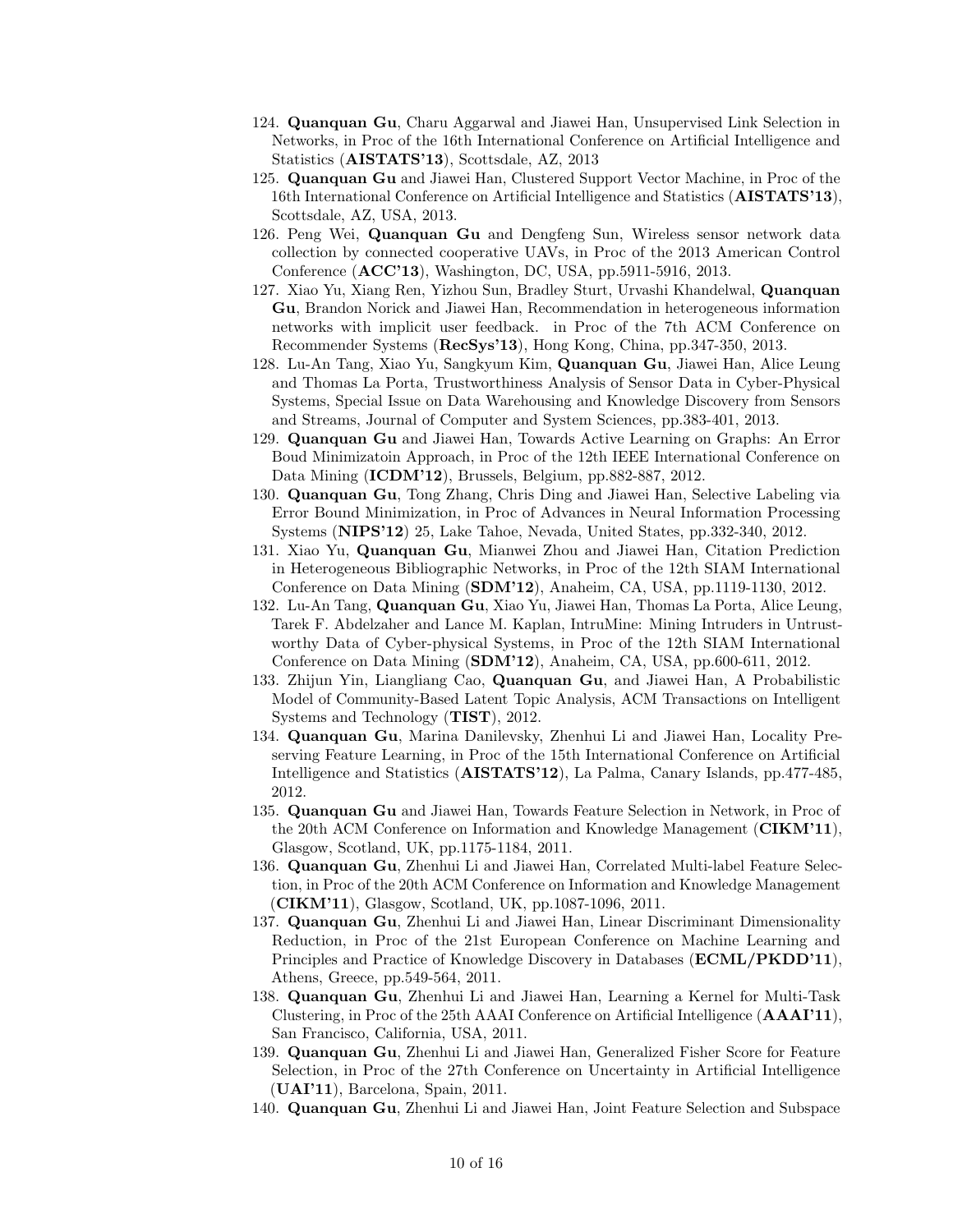124. **Quanquan Gu**, Charu Aggarwal and Jiawei Han, Unsupervised Link Selection in Networks, in Proc of the 16th International Conference on Artificial Intelligence and Statistics (**AISTATS'13**), Scottsdale, AZ, 2013
125. **Quanquan Gu** and Jiawei Han, Clustered Support Vector Machine, in Proc of the 16th International Conference on Artificial Intelligence and Statistics (**AISTATS'13**), Scottsdale, AZ, USA, 2013.
126. Peng Wei, **Quanquan Gu** and Dengfeng Sun, Wireless sensor network data collection by connected cooperative UAVs, in Proc of the 2013 American Control Conference (**ACC'13**), Washington, DC, USA, pp.5911-5916, 2013.
127. Xiao Yu, Xiang Ren, Yizhou Sun, Bradley Sturt, Urvashi Khandelwal, **Quanquan Gu**, Brandon Norick and Jiawei Han, Recommendation in heterogeneous information networks with implicit user feedback. in Proc of the 7th ACM Conference on Recommender Systems (**RecSys'13**), Hong Kong, China, pp.347-350, 2013.
128. Lu-An Tang, Xiao Yu, Sangkyum Kim, **Quanquan Gu**, Jiawei Han, Alice Leung and Thomas La Porta, Trustworthiness Analysis of Sensor Data in Cyber-Physical Systems, Special Issue on Data Warehousing and Knowledge Discovery from Sensors and Streams, Journal of Computer and System Sciences, pp.383-401, 2013.
129. **Quanquan Gu** and Jiawei Han, Towards Active Learning on Graphs: An Error Boud Minimizatoin Approach, in Proc of the 12th IEEE International Conference on Data Mining (**ICDM'12**), Brussels, Belgium, pp.882-887, 2012.
130. **Quanquan Gu**, Tong Zhang, Chris Ding and Jiawei Han, Selective Labeling via Error Bound Minimization, in Proc of Advances in Neural Information Processing Systems (**NIPS'12**) 25, Lake Tahoe, Nevada, United States, pp.332-340, 2012.
131. Xiao Yu, **Quanquan Gu**, Mianwei Zhou and Jiawei Han, Citation Prediction in Heterogeneous Bibliographic Networks, in Proc of the 12th SIAM International Conference on Data Mining (**SDM'12**), Anaheim, CA, USA, pp.1119-1130, 2012.
132. Lu-An Tang, **Quanquan Gu**, Xiao Yu, Jiawei Han, Thomas La Porta, Alice Leung, Tarek F. Abdelzaher and Lance M. Kaplan, IntruMine: Mining Intruders in Untrustworthy Data of Cyber-physical Systems, in Proc of the 12th SIAM International Conference on Data Mining (**SDM'12**), Anaheim, CA, USA, pp.600-611, 2012.
133. Zhijun Yin, Liangliang Cao, **Quanquan Gu**, and Jiawei Han, A Probabilistic Model of Community-Based Latent Topic Analysis, ACM Transactions on Intelligent Systems and Technology (**TIST**), 2012.
134. **Quanquan Gu**, Marina Danilevsky, Zhenhui Li and Jiawei Han, Locality Preserving Feature Learning, in Proc of the 15th International Conference on Artificial Intelligence and Statistics (**AISTATS'12**), La Palma, Canary Islands, pp.477-485, 2012.
135. **Quanquan Gu** and Jiawei Han, Towards Feature Selection in Network, in Proc of the 20th ACM Conference on Information and Knowledge Management (**CIKM'11**), Glasgow, Scotland, UK, pp.1175-1184, 2011.
136. **Quanquan Gu**, Zhenhui Li and Jiawei Han, Correlated Multi-label Feature Selection, in Proc of the 20th ACM Conference on Information and Knowledge Management (**CIKM'11**), Glasgow, Scotland, UK, pp.1087-1096, 2011.
137. **Quanquan Gu**, Zhenhui Li and Jiawei Han, Linear Discriminant Dimensionality Reduction, in Proc of the 21st European Conference on Machine Learning and Principles and Practice of Knowledge Discovery in Databases (**ECML/PKDD'11**), Athens, Greece, pp.549-564, 2011.
138. **Quanquan Gu**, Zhenhui Li and Jiawei Han, Learning a Kernel for Multi-Task Clustering, in Proc of the 25th AAAI Conference on Artificial Intelligence (**AAAI'11**), San Francisco, California, USA, 2011.
139. **Quanquan Gu**, Zhenhui Li and Jiawei Han, Generalized Fisher Score for Feature Selection, in Proc of the 27th Conference on Uncertainty in Artificial Intelligence (**UAI'11**), Barcelona, Spain, 2011.
140. **Quanquan Gu**, Zhenhui Li and Jiawei Han, Joint Feature Selection and Subspace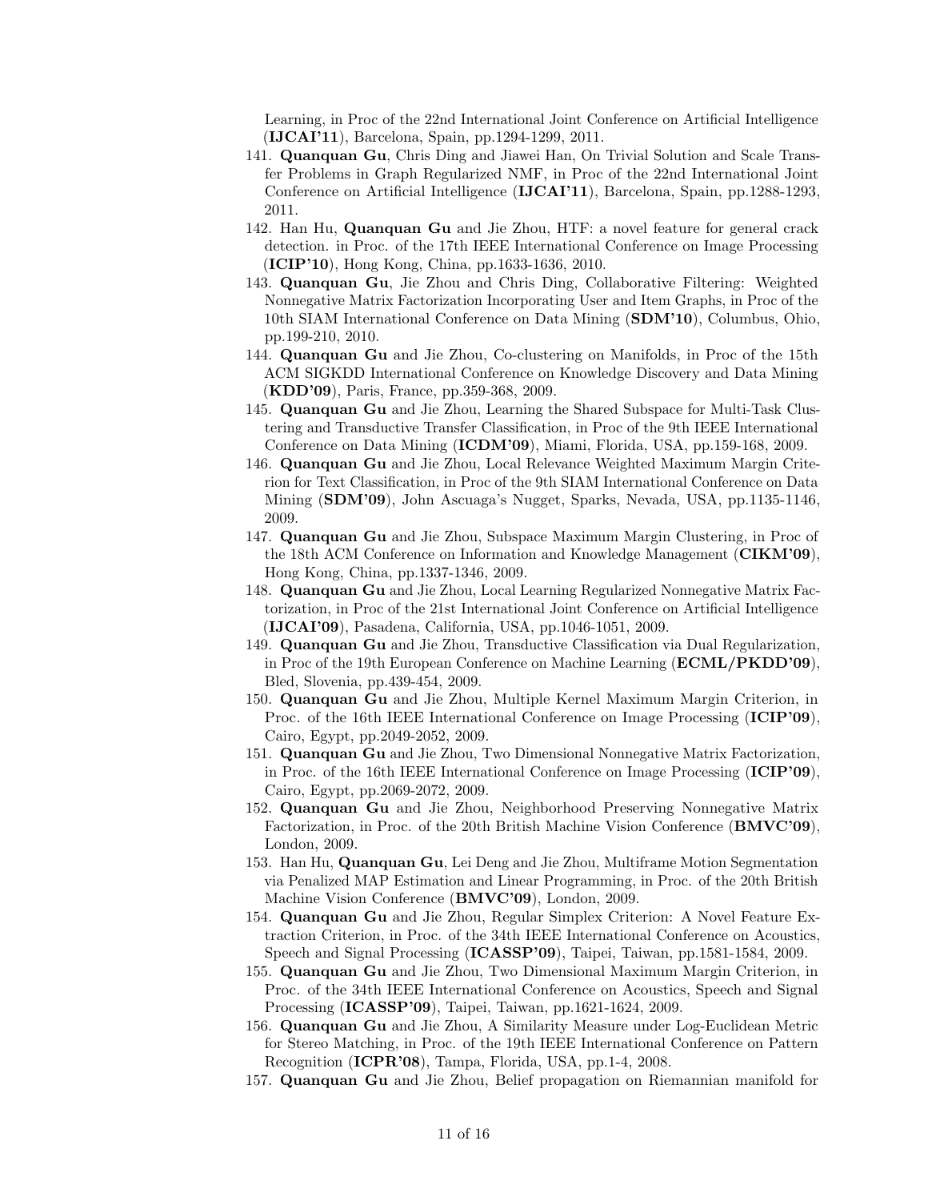Learning, in Proc of the 22nd International Joint Conference on Artificial Intelligence (**IJCAI'11**), Barcelona, Spain, pp.1294-1299, 2011.

141. **Quanquan Gu**, Chris Ding and Jiawei Han, On Trivial Solution and Scale Transfer Problems in Graph Regularized NMF, in Proc of the 22nd International Joint Conference on Artificial Intelligence (**IJCAI'11**), Barcelona, Spain, pp.1288-1293, 2011.
142. Han Hu, **Quanquan Gu** and Jie Zhou, HTF: a novel feature for general crack detection. in Proc. of the 17th IEEE International Conference on Image Processing (**ICIP'10**), Hong Kong, China, pp.1633-1636, 2010.
143. **Quanquan Gu**, Jie Zhou and Chris Ding, Collaborative Filtering: Weighted Nonnegative Matrix Factorization Incorporating User and Item Graphs, in Proc of the 10th SIAM International Conference on Data Mining (**SDM'10**), Columbus, Ohio, pp.199-210, 2010.
144. **Quanquan Gu** and Jie Zhou, Co-clustering on Manifolds, in Proc of the 15th ACM SIGKDD International Conference on Knowledge Discovery and Data Mining (**KDD'09**), Paris, France, pp.359-368, 2009.
145. **Quanquan Gu** and Jie Zhou, Learning the Shared Subspace for Multi-Task Clustering and Transductive Transfer Classification, in Proc of the 9th IEEE International Conference on Data Mining (**ICDM'09**), Miami, Florida, USA, pp.159-168, 2009.
146. **Quanquan Gu** and Jie Zhou, Local Relevance Weighted Maximum Margin Criterion for Text Classification, in Proc of the 9th SIAM International Conference on Data Mining (**SDM'09**), John Ascuaga's Nugget, Sparks, Nevada, USA, pp.1135-1146, 2009.
147. **Quanquan Gu** and Jie Zhou, Subspace Maximum Margin Clustering, in Proc of the 18th ACM Conference on Information and Knowledge Management (**CIKM'09**), Hong Kong, China, pp.1337-1346, 2009.
148. **Quanquan Gu** and Jie Zhou, Local Learning Regularized Nonnegative Matrix Factorization, in Proc of the 21st International Joint Conference on Artificial Intelligence (**IJCAI'09**), Pasadena, California, USA, pp.1046-1051, 2009.
149. **Quanquan Gu** and Jie Zhou, Transductive Classification via Dual Regularization, in Proc of the 19th European Conference on Machine Learning (**ECML/PKDD'09**), Bled, Slovenia, pp.439-454, 2009.
150. **Quanquan Gu** and Jie Zhou, Multiple Kernel Maximum Margin Criterion, in Proc. of the 16th IEEE International Conference on Image Processing (**ICIP'09**), Cairo, Egypt, pp.2049-2052, 2009.
151. **Quanquan Gu** and Jie Zhou, Two Dimensional Nonnegative Matrix Factorization, in Proc. of the 16th IEEE International Conference on Image Processing (**ICIP'09**), Cairo, Egypt, pp.2069-2072, 2009.
152. **Quanquan Gu** and Jie Zhou, Neighborhood Preserving Nonnegative Matrix Factorization, in Proc. of the 20th British Machine Vision Conference (**BMVC'09**), London, 2009.
153. Han Hu, **Quanquan Gu**, Lei Deng and Jie Zhou, Multiframe Motion Segmentation via Penalized MAP Estimation and Linear Programming, in Proc. of the 20th British Machine Vision Conference (**BMVC'09**), London, 2009.
154. **Quanquan Gu** and Jie Zhou, Regular Simplex Criterion: A Novel Feature Extraction Criterion, in Proc. of the 34th IEEE International Conference on Acoustics, Speech and Signal Processing (**ICASSP'09**), Taipei, Taiwan, pp.1581-1584, 2009.
155. **Quanquan Gu** and Jie Zhou, Two Dimensional Maximum Margin Criterion, in Proc. of the 34th IEEE International Conference on Acoustics, Speech and Signal Processing (**ICASSP'09**), Taipei, Taiwan, pp.1621-1624, 2009.
156. **Quanquan Gu** and Jie Zhou, A Similarity Measure under Log-Euclidean Metric for Stereo Matching, in Proc. of the 19th IEEE International Conference on Pattern Recognition (**ICPR'08**), Tampa, Florida, USA, pp.1-4, 2008.
157. **Quanquan Gu** and Jie Zhou, Belief propagation on Riemannian manifold for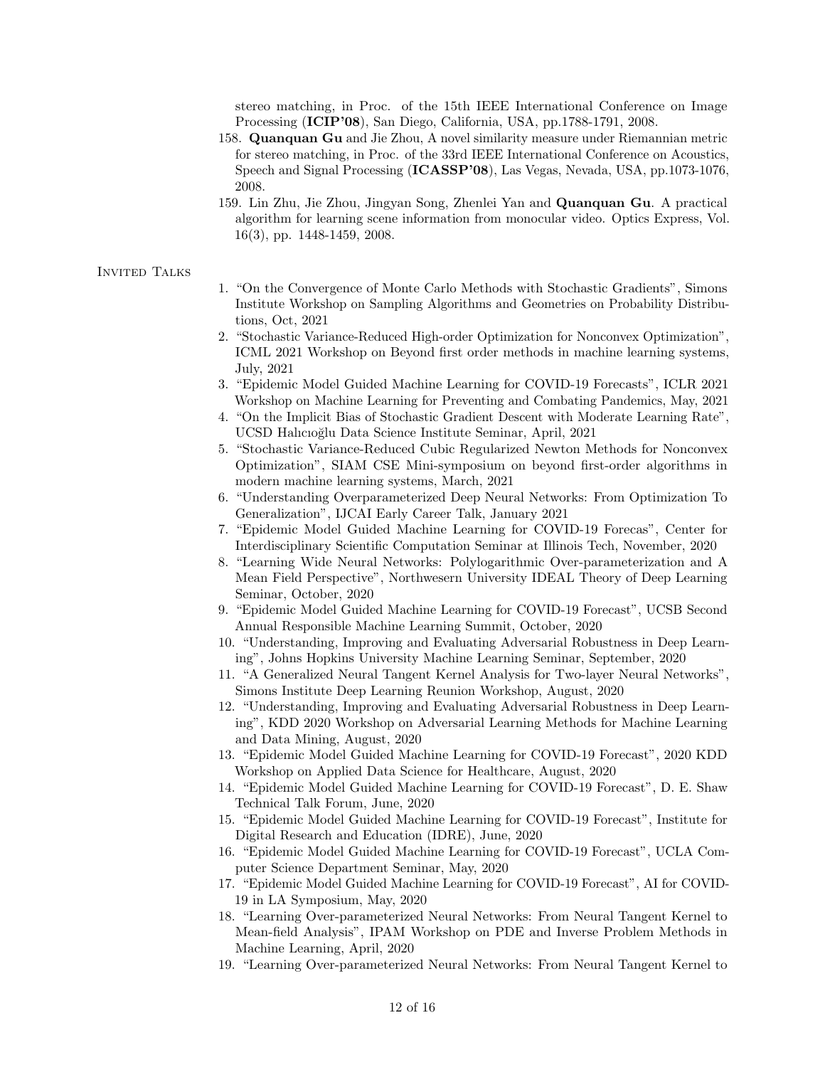stereo matching, in Proc. of the 15th IEEE International Conference on Image Processing (**ICIP'08**), San Diego, California, USA, pp.1788-1791, 2008.

158. **Quanquan Gu** and Jie Zhou, A novel similarity measure under Riemannian metric for stereo matching, in Proc. of the 33rd IEEE International Conference on Acoustics, Speech and Signal Processing (**ICASSP'08**), Las Vegas, Nevada, USA, pp.1073-1076, 2008.
159. Lin Zhu, Jie Zhou, Jingyan Song, Zhenlei Yan and **Quanquan Gu**. A practical algorithm for learning scene information from monocular video. Optics Express, Vol. 16(3), pp. 1448-1459, 2008.

## Invited Talks

1. "On the Convergence of Monte Carlo Methods with Stochastic Gradients", Simons Institute Workshop on Sampling Algorithms and Geometries on Probability Distributions, Oct, 2021
2. "Stochastic Variance-Reduced High-order Optimization for Nonconvex Optimization", ICML 2021 Workshop on Beyond first order methods in machine learning systems, July, 2021
3. "Epidemic Model Guided Machine Learning for COVID-19 Forecasts", ICLR 2021 Workshop on Machine Learning for Preventing and Combating Pandemics, May, 2021
4. "On the Implicit Bias of Stochastic Gradient Descent with Moderate Learning Rate", UCSD Halıcıoğlu Data Science Institute Seminar, April, 2021
5. "Stochastic Variance-Reduced Cubic Regularized Newton Methods for Nonconvex Optimization", SIAM CSE Mini-symposium on beyond first-order algorithms in modern machine learning systems, March, 2021
6. "Understanding Overparameterized Deep Neural Networks: From Optimization To Generalization", IJCAI Early Career Talk, January 2021
7. "Epidemic Model Guided Machine Learning for COVID-19 Forecas", Center for Interdisciplinary Scientific Computation Seminar at Illinois Tech, November, 2020
8. "Learning Wide Neural Networks: Polylogarithmic Over-parameterization and A Mean Field Perspective", Northwesern University IDEAL Theory of Deep Learning Seminar, October, 2020
9. "Epidemic Model Guided Machine Learning for COVID-19 Forecast", UCSB Second Annual Responsible Machine Learning Summit, October, 2020
10. "Understanding, Improving and Evaluating Adversarial Robustness in Deep Learning", Johns Hopkins University Machine Learning Seminar, September, 2020
11. "A Generalized Neural Tangent Kernel Analysis for Two-layer Neural Networks", Simons Institute Deep Learning Reunion Workshop, August, 2020
12. "Understanding, Improving and Evaluating Adversarial Robustness in Deep Learning", KDD 2020 Workshop on Adversarial Learning Methods for Machine Learning and Data Mining, August, 2020
13. "Epidemic Model Guided Machine Learning for COVID-19 Forecast", 2020 KDD Workshop on Applied Data Science for Healthcare, August, 2020
14. "Epidemic Model Guided Machine Learning for COVID-19 Forecast", D. E. Shaw Technical Talk Forum, June, 2020
15. "Epidemic Model Guided Machine Learning for COVID-19 Forecast", Institute for Digital Research and Education (IDRE), June, 2020
16. "Epidemic Model Guided Machine Learning for COVID-19 Forecast", UCLA Computer Science Department Seminar, May, 2020
17. "Epidemic Model Guided Machine Learning for COVID-19 Forecast", AI for COVID-19 in LA Symposium, May, 2020
18. "Learning Over-parameterized Neural Networks: From Neural Tangent Kernel to Mean-field Analysis", IPAM Workshop on PDE and Inverse Problem Methods in Machine Learning, April, 2020
19. "Learning Over-parameterized Neural Networks: From Neural Tangent Kernel to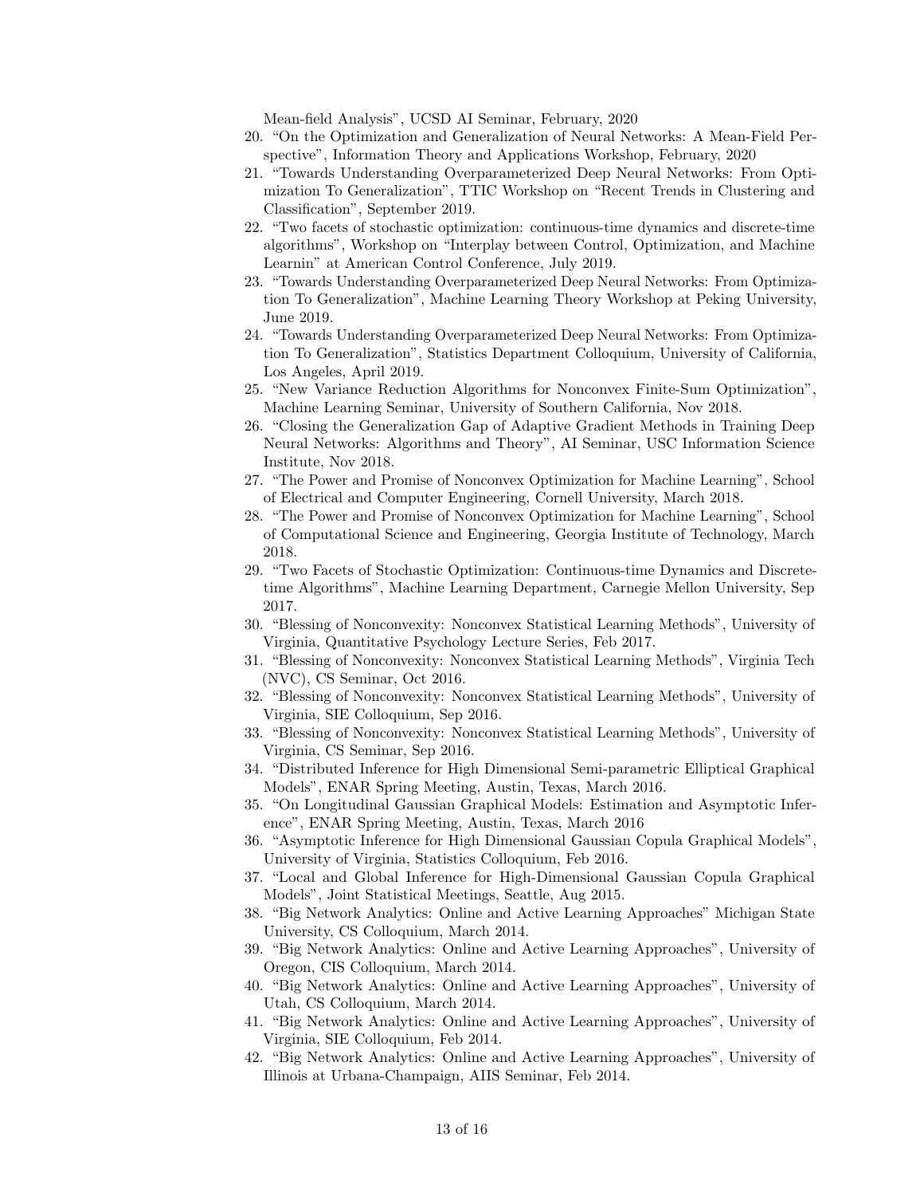Mean-field Analysis", UCSD AI Seminar, February, 2020

20. "On the Optimization and Generalization of Neural Networks: A Mean-Field Perspective", Information Theory and Applications Workshop, February, 2020
21. "Towards Understanding Overparameterized Deep Neural Networks: From Optimization To Generalization", TTIC Workshop on "Recent Trends in Clustering and Classification", September 2019.
22. "Two facets of stochastic optimization: continuous-time dynamics and discrete-time algorithms", Workshop on "Interplay between Control, Optimization, and Machine Learnin" at American Control Conference, July 2019.
23. "Towards Understanding Overparameterized Deep Neural Networks: From Optimization To Generalization", Machine Learning Theory Workshop at Peking University, June 2019.
24. "Towards Understanding Overparameterized Deep Neural Networks: From Optimization To Generalization", Statistics Department Colloquium, University of California, Los Angeles, April 2019.
25. "New Variance Reduction Algorithms for Nonconvex Finite-Sum Optimization", Machine Learning Seminar, University of Southern California, Nov 2018.
26. "Closing the Generalization Gap of Adaptive Gradient Methods in Training Deep Neural Networks: Algorithms and Theory", AI Seminar, USC Information Science Institute, Nov 2018.
27. "The Power and Promise of Nonconvex Optimization for Machine Learning", School of Electrical and Computer Engineering, Cornell University, March 2018.
28. "The Power and Promise of Nonconvex Optimization for Machine Learning", School of Computational Science and Engineering, Georgia Institute of Technology, March 2018.
29. "Two Facets of Stochastic Optimization: Continuous-time Dynamics and Discrete-time Algorithms", Machine Learning Department, Carnegie Mellon University, Sep 2017.
30. "Blessing of Nonconvexity: Nonconvex Statistical Learning Methods", University of Virginia, Quantitative Psychology Lecture Series, Feb 2017.
31. "Blessing of Nonconvexity: Nonconvex Statistical Learning Methods", Virginia Tech (NVC), CS Seminar, Oct 2016.
32. "Blessing of Nonconvexity: Nonconvex Statistical Learning Methods", University of Virginia, SIE Colloquium, Sep 2016.
33. "Blessing of Nonconvexity: Nonconvex Statistical Learning Methods", University of Virginia, CS Seminar, Sep 2016.
34. "Distributed Inference for High Dimensional Semi-parametric Elliptical Graphical Models", ENAR Spring Meeting, Austin, Texas, March 2016.
35. "On Longitudinal Gaussian Graphical Models: Estimation and Asymptotic Inference", ENAR Spring Meeting, Austin, Texas, March 2016
36. "Asymptotic Inference for High Dimensional Gaussian Copula Graphical Models", University of Virginia, Statistics Colloquium, Feb 2016.
37. "Local and Global Inference for High-Dimensional Gaussian Copula Graphical Models", Joint Statistical Meetings, Seattle, Aug 2015.
38. "Big Network Analytics: Online and Active Learning Approaches" Michigan State University, CS Colloquium, March 2014.
39. "Big Network Analytics: Online and Active Learning Approaches", University of Oregon, CIS Colloquium, March 2014.
40. "Big Network Analytics: Online and Active Learning Approaches", University of Utah, CS Colloquium, March 2014.
41. "Big Network Analytics: Online and Active Learning Approaches", University of Virginia, SIE Colloquium, Feb 2014.
42. "Big Network Analytics: Online and Active Learning Approaches", University of Illinois at Urbana-Champaign, AIIS Seminar, Feb 2014.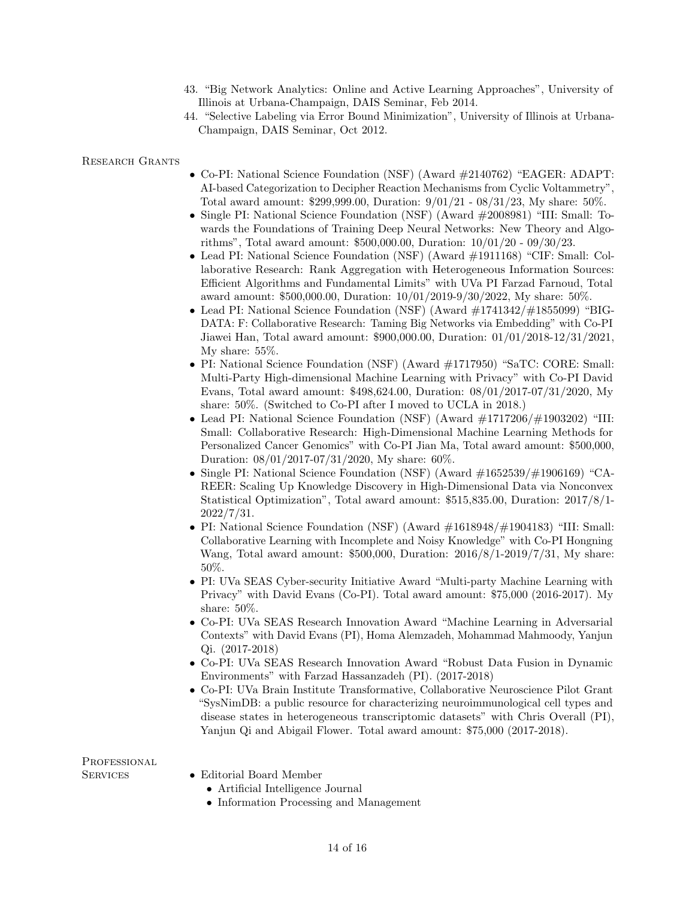43. "Big Network Analytics: Online and Active Learning Approaches", University of Illinois at Urbana-Champaign, DAIS Seminar, Feb 2014.
44. "Selective Labeling via Error Bound Minimization", University of Illinois at Urbana-Champaign, DAIS Seminar, Oct 2012.

## Research Grants

- Co-PI: National Science Foundation (NSF) (Award #2140762) "EAGER: ADAPT: AI-based Categorization to Decipher Reaction Mechanisms from Cyclic Voltammetry", Total award amount: $299,999.00, Duration: 9/01/21 - 08/31/23, My share: 50%.
- Single PI: National Science Foundation (NSF) (Award #2008981) "III: Small: Towards the Foundations of Training Deep Neural Networks: New Theory and Algorithms", Total award amount: $500,000.00, Duration: 10/01/20 - 09/30/23.
- Lead PI: National Science Foundation (NSF) (Award #1911168) "CIF: Small: Collaborative Research: Rank Aggregation with Heterogeneous Information Sources: Efficient Algorithms and Fundamental Limits" with UVa PI Farzad Farnoud, Total award amount: $500,000.00, Duration: 10/01/2019-9/30/2022, My share: 50%.
- Lead PI: National Science Foundation (NSF) (Award #1741342/#1855099) "BIGDATA: F: Collaborative Research: Taming Big Networks via Embedding" with Co-PI Jiawei Han, Total award amount: $900,000.00, Duration: 01/01/2018-12/31/2021, My share: 55%.
- PI: National Science Foundation (NSF) (Award #1717950) "SaTC: CORE: Small: Multi-Party High-dimensional Machine Learning with Privacy" with Co-PI David Evans, Total award amount: $498,624.00, Duration: 08/01/2017-07/31/2020, My share: 50%. (Switched to Co-PI after I moved to UCLA in 2018.)
- Lead PI: National Science Foundation (NSF) (Award #1717206/#1903202) "III: Small: Collaborative Research: High-Dimensional Machine Learning Methods for Personalized Cancer Genomics" with Co-PI Jian Ma, Total award amount: $500,000, Duration: 08/01/2017-07/31/2020, My share: 60%.
- Single PI: National Science Foundation (NSF) (Award #1652539/#1906169) "CAREER: Scaling Up Knowledge Discovery in High-Dimensional Data via Nonconvex Statistical Optimization", Total award amount: $515,835.00, Duration: 2017/8/1-2022/7/31.
- PI: National Science Foundation (NSF) (Award #1618948/#1904183) "III: Small: Collaborative Learning with Incomplete and Noisy Knowledge" with Co-PI Hongning Wang, Total award amount: $500,000, Duration: 2016/8/1-2019/7/31, My share: 50%.
- PI: UVa SEAS Cyber-security Initiative Award "Multi-party Machine Learning with Privacy" with David Evans (Co-PI). Total award amount: $75,000 (2016-2017). My share: 50%.
- Co-PI: UVa SEAS Research Innovation Award "Machine Learning in Adversarial Contexts" with David Evans (PI), Homa Alemzadeh, Mohammad Mahmoody, Yanjun Qi. (2017-2018)
- Co-PI: UVa SEAS Research Innovation Award "Robust Data Fusion in Dynamic Environments" with Farzad Hassanzadeh (PI). (2017-2018)
- Co-PI: UVa Brain Institute Transformative, Collaborative Neuroscience Pilot Grant "SysNimDB: a public resource for characterizing neuroimmunological cell types and disease states in heterogeneous transcriptomic datasets" with Chris Overall (PI), Yanjun Qi and Abigail Flower. Total award amount: $75,000 (2017-2018).

## Professional Services

- Editorial Board Member
  - Artificial Intelligence Journal
  - Information Processing and Management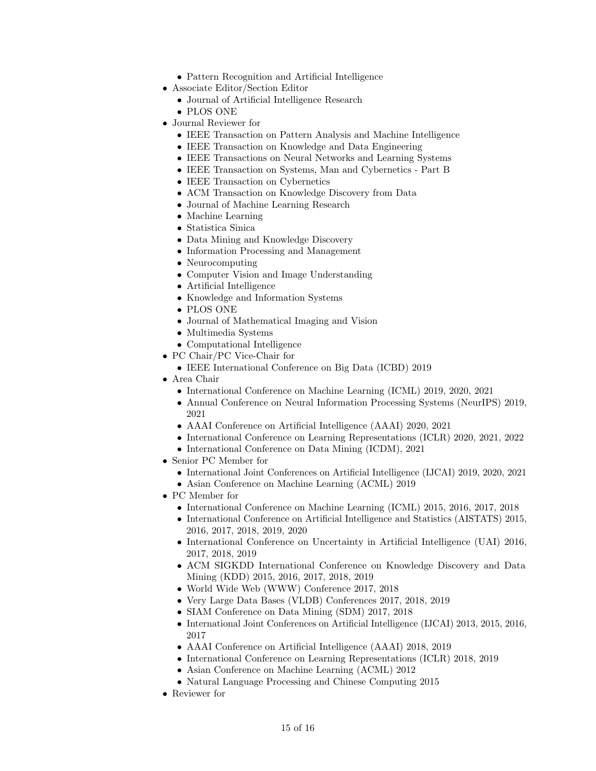- Pattern Recognition and Artificial Intelligence
- Associate Editor/Section Editor
  - Journal of Artificial Intelligence Research
  - PLOS ONE
- Journal Reviewer for
  - IEEE Transaction on Pattern Analysis and Machine Intelligence
  - IEEE Transaction on Knowledge and Data Engineering
  - IEEE Transactions on Neural Networks and Learning Systems
  - IEEE Transaction on Systems, Man and Cybernetics - Part B
  - IEEE Transaction on Cybernetics
  - ACM Transaction on Knowledge Discovery from Data
  - Journal of Machine Learning Research
  - Machine Learning
  - Statistica Sinica
  - Data Mining and Knowledge Discovery
  - Information Processing and Management
  - Neurocomputing
  - Computer Vision and Image Understanding
  - Artificial Intelligence
  - Knowledge and Information Systems
  - PLOS ONE
  - Journal of Mathematical Imaging and Vision
  - Multimedia Systems
  - Computational Intelligence
- PC Chair/PC Vice-Chair for
  - IEEE International Conference on Big Data (ICBD) 2019
- Area Chair
  - International Conference on Machine Learning (ICML) 2019, 2020, 2021
  - Annual Conference on Neural Information Processing Systems (NeurIPS) 2019, 2021
  - AAAI Conference on Artificial Intelligence (AAAI) 2020, 2021
  - International Conference on Learning Representations (ICLR) 2020, 2021, 2022
  - International Conference on Data Mining (ICDM), 2021
- Senior PC Member for
  - International Joint Conferences on Artificial Intelligence (IJCAI) 2019, 2020, 2021
  - Asian Conference on Machine Learning (ACML) 2019
- PC Member for
  - International Conference on Machine Learning (ICML) 2015, 2016, 2017, 2018
  - International Conference on Artificial Intelligence and Statistics (AISTATS) 2015, 2016, 2017, 2018, 2019, 2020
  - International Conference on Uncertainty in Artificial Intelligence (UAI) 2016, 2017, 2018, 2019
  - ACM SIGKDD International Conference on Knowledge Discovery and Data Mining (KDD) 2015, 2016, 2017, 2018, 2019
  - World Wide Web (WWW) Conference 2017, 2018
  - Very Large Data Bases (VLDB) Conferences 2017, 2018, 2019
  - SIAM Conference on Data Mining (SDM) 2017, 2018
  - International Joint Conferences on Artificial Intelligence (IJCAI) 2013, 2015, 2016, 2017
  - AAAI Conference on Artificial Intelligence (AAAI) 2018, 2019
  - International Conference on Learning Representations (ICLR) 2018, 2019
  - Asian Conference on Machine Learning (ACML) 2012
  - Natural Language Processing and Chinese Computing 2015
- Reviewer for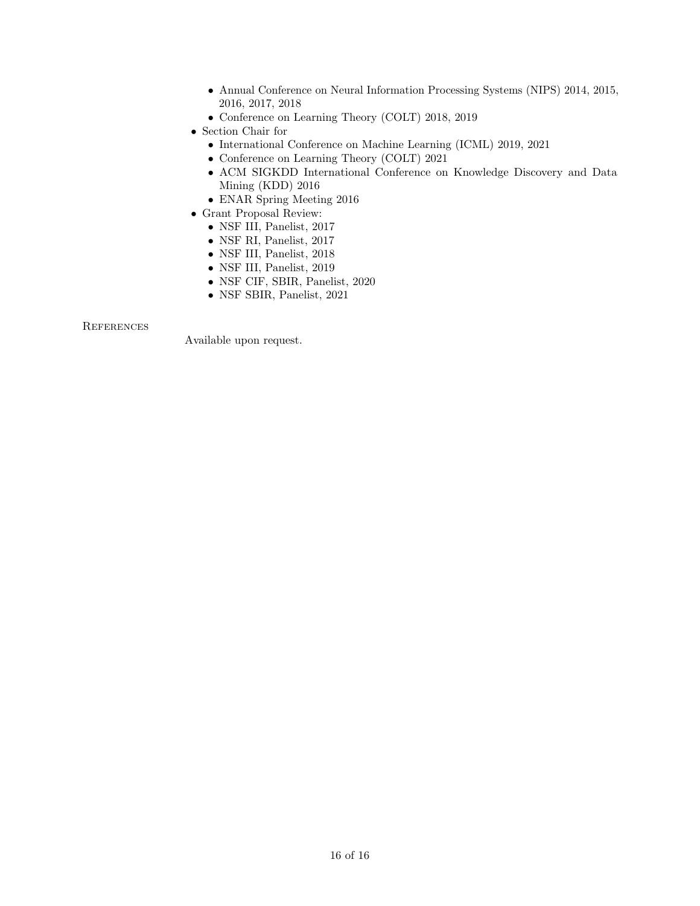- Annual Conference on Neural Information Processing Systems (NIPS) 2014, 2015, 2016, 2017, 2018
  - Conference on Learning Theory (COLT) 2018, 2019
- Section Chair for
  - International Conference on Machine Learning (ICML) 2019, 2021
  - Conference on Learning Theory (COLT) 2021
  - ACM SIGKDD International Conference on Knowledge Discovery and Data Mining (KDD) 2016
  - ENAR Spring Meeting 2016
- Grant Proposal Review:
  - NSF III, Panelist, 2017
  - NSF RI, Panelist, 2017
  - NSF III, Panelist, 2018
  - NSF III, Panelist, 2019
  - NSF CIF, SBIR, Panelist, 2020
  - NSF SBIR, Panelist, 2021

## References

Available upon request.